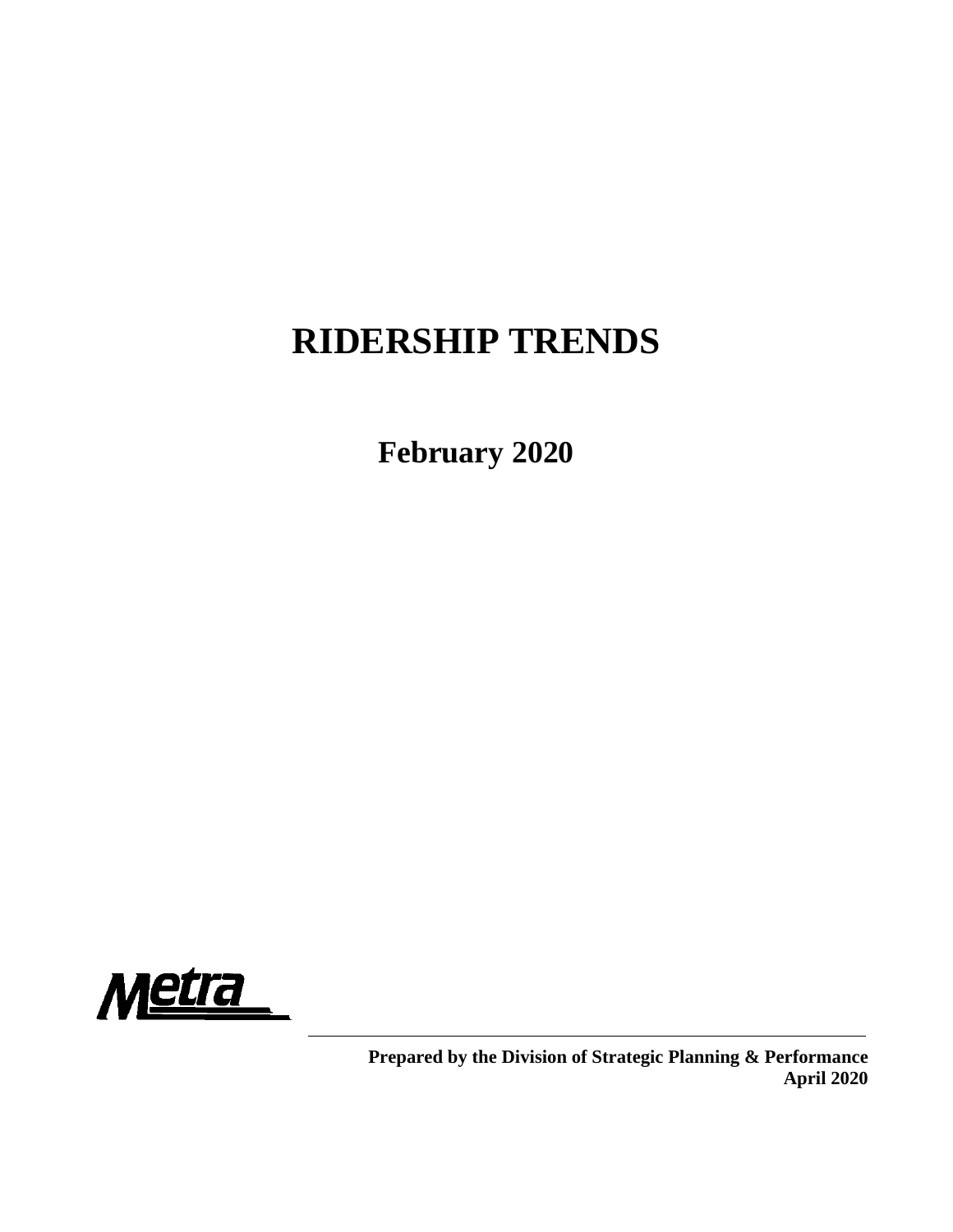# RIDERSHIP TRENDS

## February 2020

Metra

**Prepared by the Division of Strategic Planning & Performance**
**April 2020**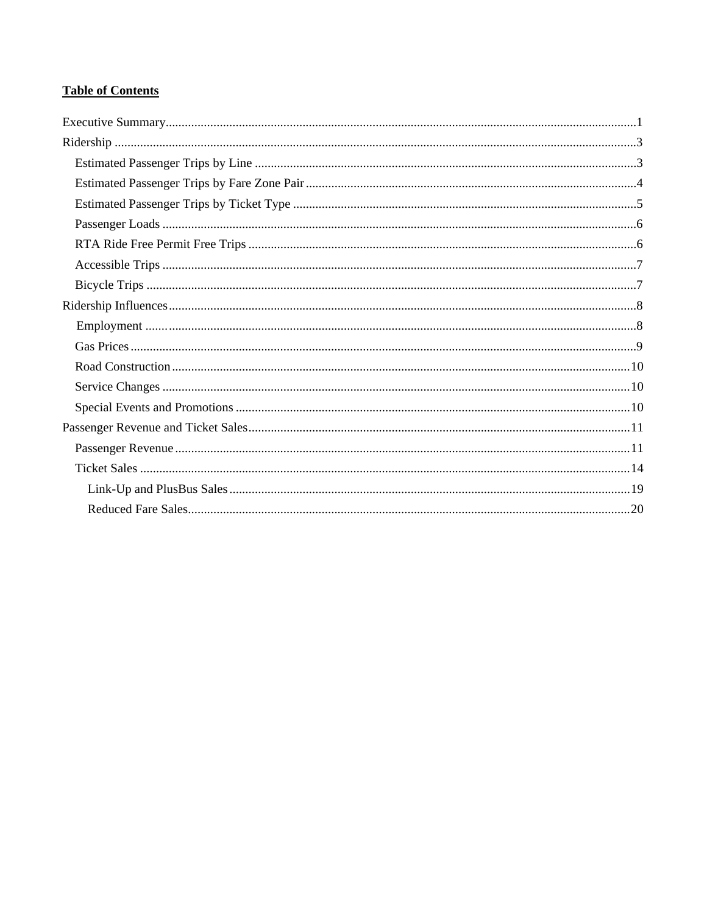**Table of Contents**

Executive Summary....................................................................................................................................1
Ridership ....................................................................................................................................................3
- Estimated Passenger Trips by Line .......................................................................................................3
- Estimated Passenger Trips by Fare Zone Pair........................................................................................4
- Estimated Passenger Trips by Ticket Type ............................................................................................5
- Passenger Loads ....................................................................................................................................6
- RTA Ride Free Permit Free Trips ..........................................................................................................6
- Accessible Trips ....................................................................................................................................7
- Bicycle Trips ..........................................................................................................................................7

Ridership Influences...................................................................................................................................8
- Employment ...........................................................................................................................................8
- Gas Prices ..............................................................................................................................................9
- Road Construction................................................................................................................................10
- Service Changes ...................................................................................................................................10
- Special Events and Promotions ............................................................................................................10

Passenger Revenue and Ticket Sales........................................................................................................11
- Passenger Revenue...............................................................................................................................11
- Ticket Sales ..........................................................................................................................................14
  - Link-Up and PlusBus Sales..............................................................................................................19
  - Reduced Fare Sales...........................................................................................................................20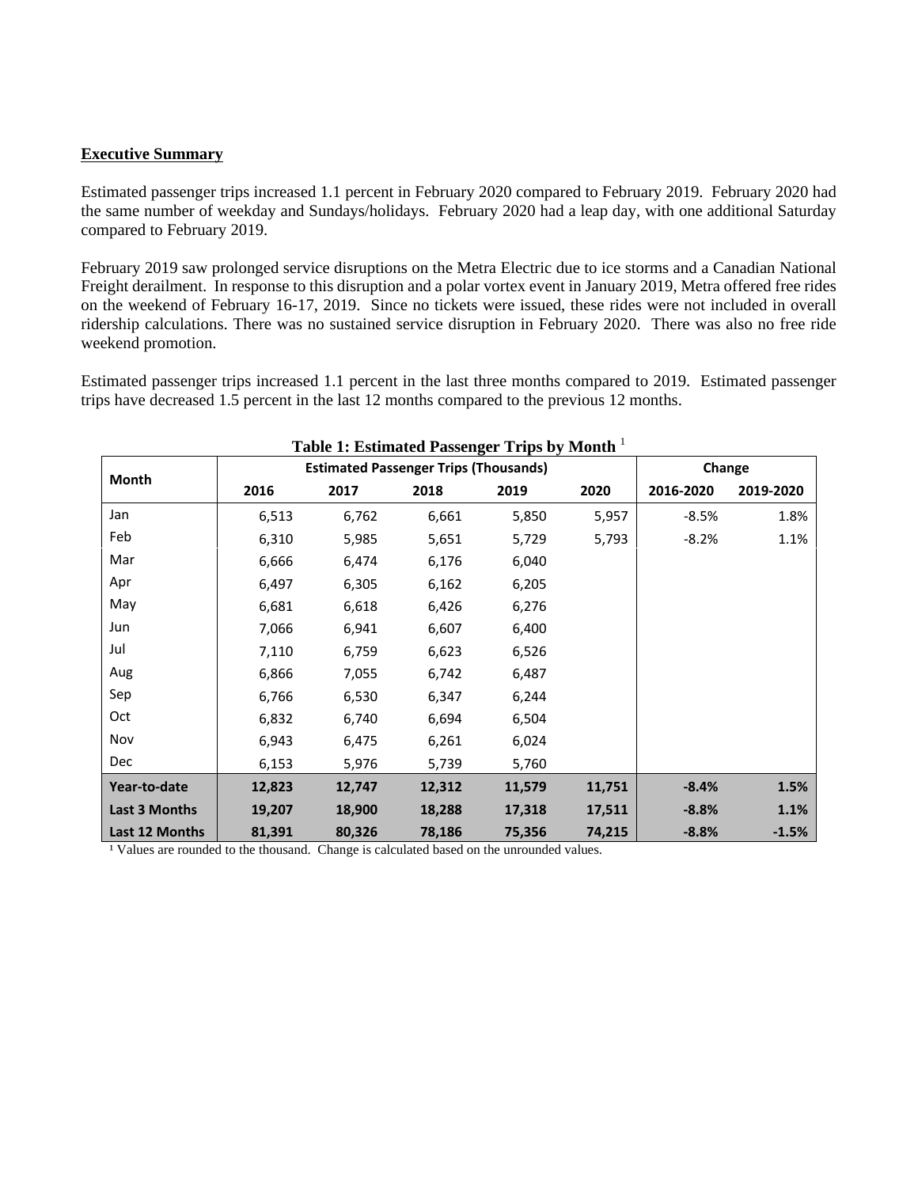## Executive Summary

Estimated passenger trips increased 1.1 percent in February 2020 compared to February 2019. February 2020 had the same number of weekday and Sundays/holidays. February 2020 had a leap day, with one additional Saturday compared to February 2019.

February 2019 saw prolonged service disruptions on the Metra Electric due to ice storms and a Canadian National Freight derailment. In response to this disruption and a polar vortex event in January 2019, Metra offered free rides on the weekend of February 16-17, 2019. Since no tickets were issued, these rides were not included in overall ridership calculations. There was no sustained service disruption in February 2020. There was also no free ride weekend promotion.

Estimated passenger trips increased 1.1 percent in the last three months compared to 2019. Estimated passenger trips have decreased 1.5 percent in the last 12 months compared to the previous 12 months.

**Table 1: Estimated Passenger Trips by Month** [1]

| Month | Estimated Passenger Trips (Thousands) | | | | | Change | |
|---|---|---|---|---|---|---|---|
| | 2016 | 2017 | 2018 | 2019 | 2020 | 2016-2020 | 2019-2020 |
| Jan | 6,513 | 6,762 | 6,661 | 5,850 | 5,957 | -8.5% | 1.8% |
| Feb | 6,310 | 5,985 | 5,651 | 5,729 | 5,793 | -8.2% | 1.1% |
| Mar | 6,666 | 6,474 | 6,176 | 6,040 | | | |
| Apr | 6,497 | 6,305 | 6,162 | 6,205 | | | |
| May | 6,681 | 6,618 | 6,426 | 6,276 | | | |
| Jun | 7,066 | 6,941 | 6,607 | 6,400 | | | |
| Jul | 7,110 | 6,759 | 6,623 | 6,526 | | | |
| Aug | 6,866 | 7,055 | 6,742 | 6,487 | | | |
| Sep | 6,766 | 6,530 | 6,347 | 6,244 | | | |
| Oct | 6,832 | 6,740 | 6,694 | 6,504 | | | |
| Nov | 6,943 | 6,475 | 6,261 | 6,024 | | | |
| Dec | 6,153 | 5,976 | 5,739 | 5,760 | | | |
| **Year-to-date** | **12,823** | **12,747** | **12,312** | **11,579** | **11,751** | **-8.4%** | **1.5%** |
| **Last 3 Months** | **19,207** | **18,900** | **18,288** | **17,318** | **17,511** | **-8.8%** | **1.1%** |
| **Last 12 Months** | **81,391** | **80,326** | **78,186** | **75,356** | **74,215** | **-8.8%** | **-1.5%** |

[1] Values are rounded to the thousand. Change is calculated based on the unrounded values.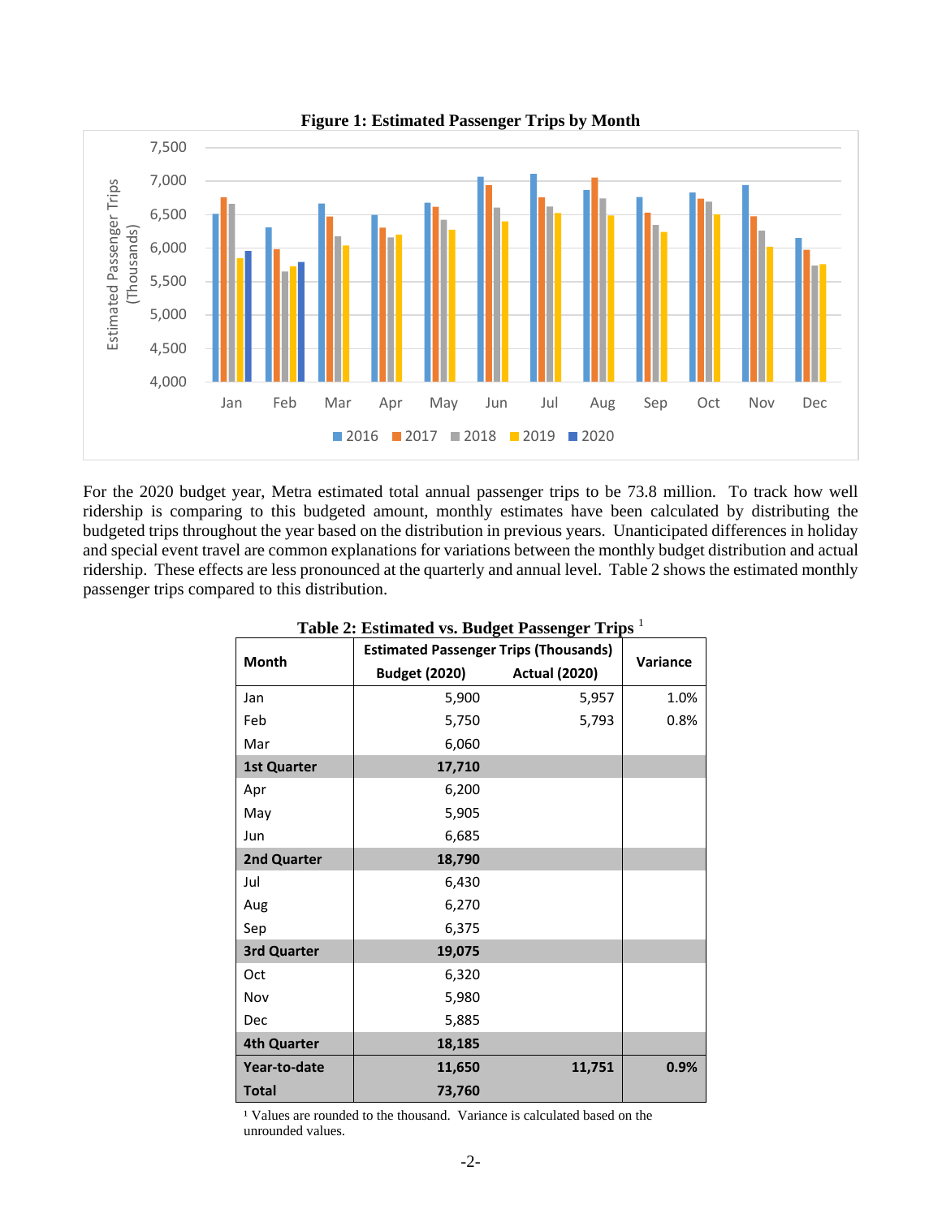**Figure 1: Estimated Passenger Trips by Month**

For the 2020 budget year, Metra estimated total annual passenger trips to be 73.8 million. To track how well ridership is comparing to this budgeted amount, monthly estimates have been calculated by distributing the budgeted trips throughout the year based on the distribution in previous years. Unanticipated differences in holiday and special event travel are common explanations for variations between the monthly budget distribution and actual ridership. These effects are less pronounced at the quarterly and annual level. Table 2 shows the estimated monthly passenger trips compared to this distribution.

**Table 2: Estimated vs. Budget Passenger Trips [1]**

| Month | Estimated Passenger Trips (Thousands) | | Variance |
|---|---|---|---|
| | Budget (2020) | Actual (2020) | |
| Jan | 5,900 | 5,957 | 1.0% |
| Feb | 5,750 | 5,793 | 0.8% |
| Mar | 6,060 | | |
| **1st Quarter** | **17,710** | | |
| Apr | 6,200 | | |
| May | 5,905 | | |
| Jun | 6,685 | | |
| **2nd Quarter** | **18,790** | | |
| Jul | 6,430 | | |
| Aug | 6,270 | | |
| Sep | 6,375 | | |
| **3rd Quarter** | **19,075** | | |
| Oct | 6,320 | | |
| Nov | 5,980 | | |
| Dec | 5,885 | | |
| **4th Quarter** | **18,185** | | |
| **Year-to-date** | **11,650** | **11,751** | **0.9%** |
| **Total** | **73,760** | | |

[1] Values are rounded to the thousand. Variance is calculated based on the unrounded values.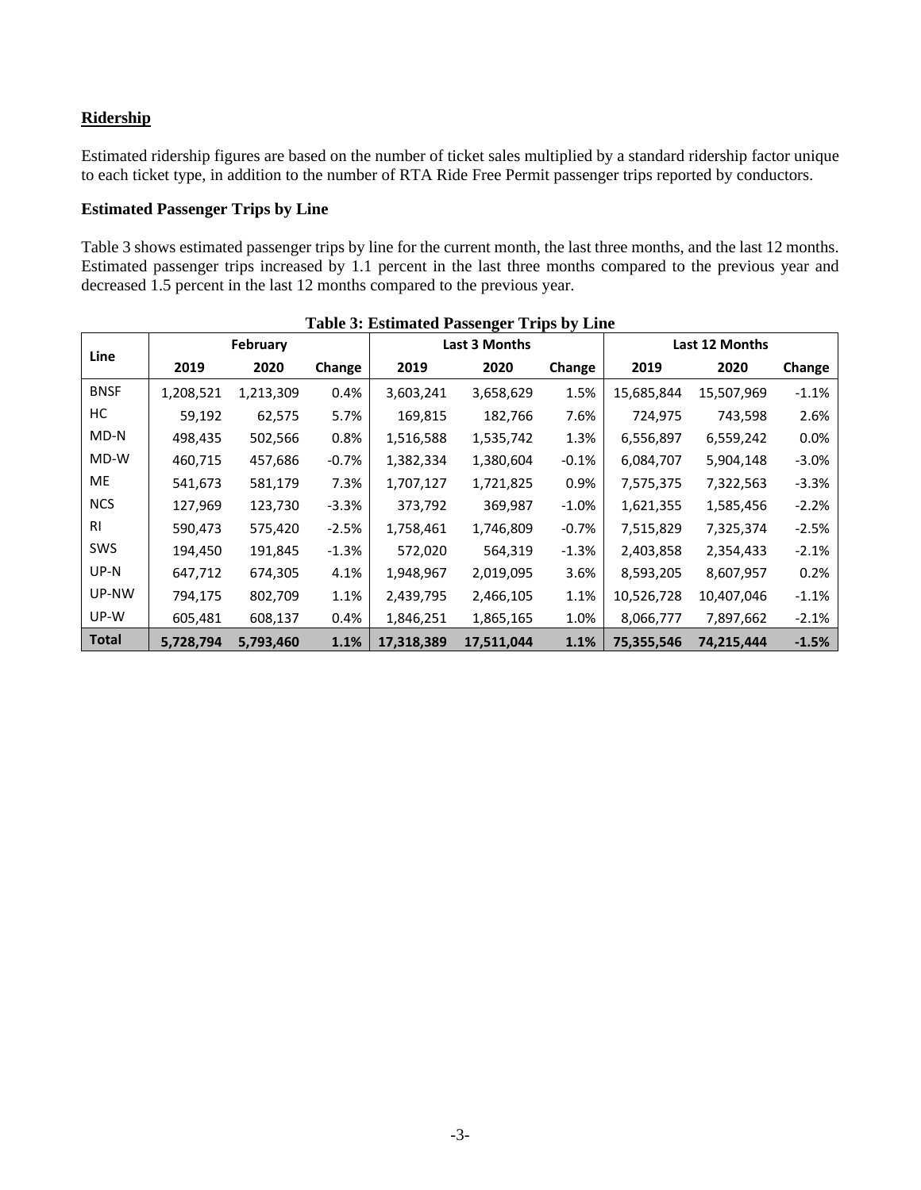## Ridership

Estimated ridership figures are based on the number of ticket sales multiplied by a standard ridership factor unique to each ticket type, in addition to the number of RTA Ride Free Permit passenger trips reported by conductors.

### Estimated Passenger Trips by Line

Table 3 shows estimated passenger trips by line for the current month, the last three months, and the last 12 months. Estimated passenger trips increased by 1.1 percent in the last three months compared to the previous year and decreased 1.5 percent in the last 12 months compared to the previous year.

**Table 3: Estimated Passenger Trips by Line**

| Line | February | | | Last 3 Months | | | Last 12 Months | | |
|---|---|---|---|---|---|---|---|---|---|
| | 2019 | 2020 | Change | 2019 | 2020 | Change | 2019 | 2020 | Change |
| BNSF | 1,208,521 | 1,213,309 | 0.4% | 3,603,241 | 3,658,629 | 1.5% | 15,685,844 | 15,507,969 | -1.1% |
| HC | 59,192 | 62,575 | 5.7% | 169,815 | 182,766 | 7.6% | 724,975 | 743,598 | 2.6% |
| MD-N | 498,435 | 502,566 | 0.8% | 1,516,588 | 1,535,742 | 1.3% | 6,556,897 | 6,559,242 | 0.0% |
| MD-W | 460,715 | 457,686 | -0.7% | 1,382,334 | 1,380,604 | -0.1% | 6,084,707 | 5,904,148 | -3.0% |
| ME | 541,673 | 581,179 | 7.3% | 1,707,127 | 1,721,825 | 0.9% | 7,575,375 | 7,322,563 | -3.3% |
| NCS | 127,969 | 123,730 | -3.3% | 373,792 | 369,987 | -1.0% | 1,621,355 | 1,585,456 | -2.2% |
| RI | 590,473 | 575,420 | -2.5% | 1,758,461 | 1,746,809 | -0.7% | 7,515,829 | 7,325,374 | -2.5% |
| SWS | 194,450 | 191,845 | -1.3% | 572,020 | 564,319 | -1.3% | 2,403,858 | 2,354,433 | -2.1% |
| UP-N | 647,712 | 674,305 | 4.1% | 1,948,967 | 2,019,095 | 3.6% | 8,593,205 | 8,607,957 | 0.2% |
| UP-NW | 794,175 | 802,709 | 1.1% | 2,439,795 | 2,466,105 | 1.1% | 10,526,728 | 10,407,046 | -1.1% |
| UP-W | 605,481 | 608,137 | 0.4% | 1,846,251 | 1,865,165 | 1.0% | 8,066,777 | 7,897,662 | -2.1% |
| **Total** | **5,728,794** | **5,793,460** | **1.1%** | **17,318,389** | **17,511,044** | **1.1%** | **75,355,546** | **74,215,444** | **-1.5%** |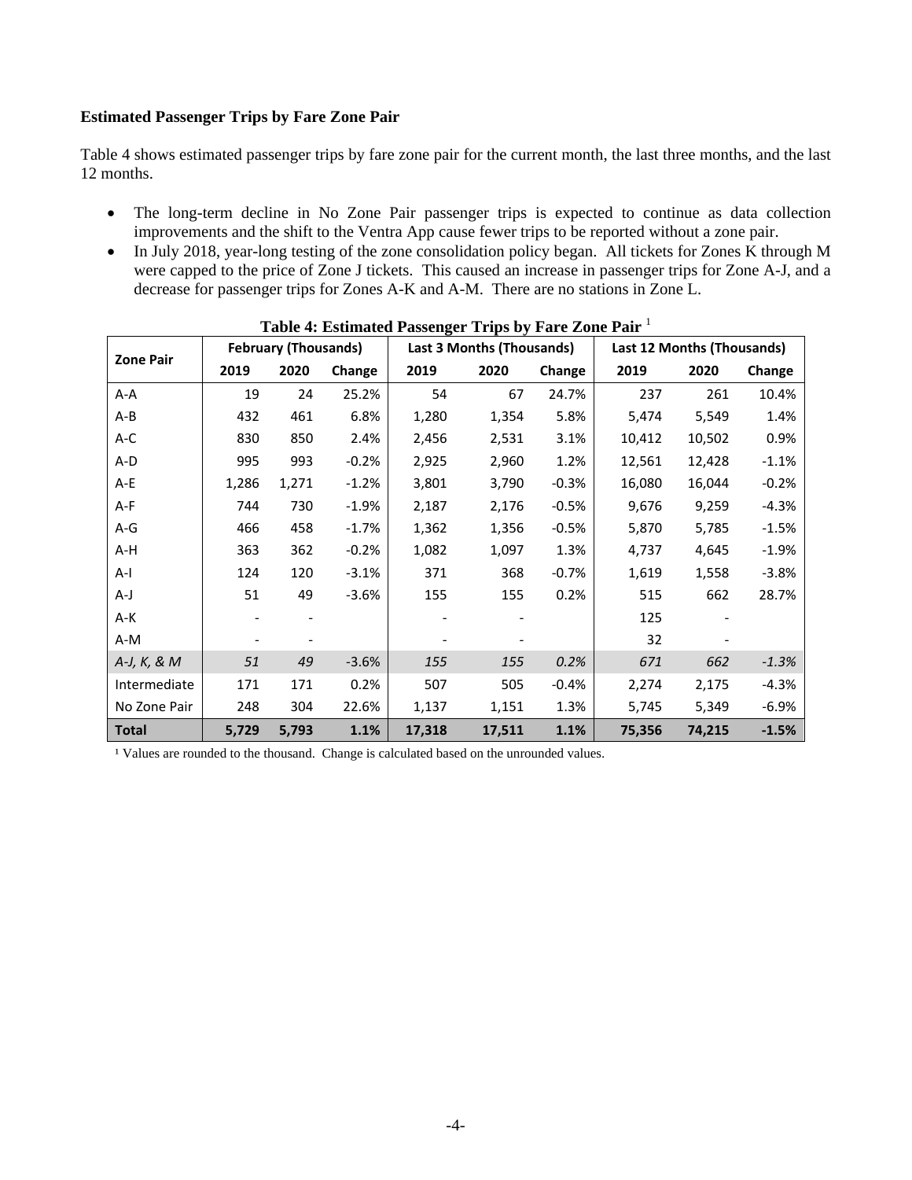**Estimated Passenger Trips by Fare Zone Pair**

Table 4 shows estimated passenger trips by fare zone pair for the current month, the last three months, and the last 12 months.

- The long-term decline in No Zone Pair passenger trips is expected to continue as data collection improvements and the shift to the Ventra App cause fewer trips to be reported without a zone pair.
- In July 2018, year-long testing of the zone consolidation policy began. All tickets for Zones K through M were capped to the price of Zone J tickets. This caused an increase in passenger trips for Zone A-J, and a decrease for passenger trips for Zones A-K and A-M. There are no stations in Zone L.

**Table 4: Estimated Passenger Trips by Fare Zone Pair** [1]

| Zone Pair | February (Thousands) | | | Last 3 Months (Thousands) | | | Last 12 Months (Thousands) | | |
|---|---|---|---|---|---|---|---|---|---|
| | 2019 | 2020 | Change | 2019 | 2020 | Change | 2019 | 2020 | Change |
| A-A | 19 | 24 | 25.2% | 54 | 67 | 24.7% | 237 | 261 | 10.4% |
| A-B | 432 | 461 | 6.8% | 1,280 | 1,354 | 5.8% | 5,474 | 5,549 | 1.4% |
| A-C | 830 | 850 | 2.4% | 2,456 | 2,531 | 3.1% | 10,412 | 10,502 | 0.9% |
| A-D | 995 | 993 | -0.2% | 2,925 | 2,960 | 1.2% | 12,561 | 12,428 | -1.1% |
| A-E | 1,286 | 1,271 | -1.2% | 3,801 | 3,790 | -0.3% | 16,080 | 16,044 | -0.2% |
| A-F | 744 | 730 | -1.9% | 2,187 | 2,176 | -0.5% | 9,676 | 9,259 | -4.3% |
| A-G | 466 | 458 | -1.7% | 1,362 | 1,356 | -0.5% | 5,870 | 5,785 | -1.5% |
| A-H | 363 | 362 | -0.2% | 1,082 | 1,097 | 1.3% | 4,737 | 4,645 | -1.9% |
| A-I | 124 | 120 | -3.1% | 371 | 368 | -0.7% | 1,619 | 1,558 | -3.8% |
| A-J | 51 | 49 | -3.6% | 155 | 155 | 0.2% | 515 | 662 | 28.7% |
| A-K | - | - | | - | - | | 125 | - | |
| A-M | - | - | | - | - | | 32 | - | |
| *A-J, K, & M* | *51* | *49* | *-3.6%* | *155* | *155* | *0.2%* | *671* | *662* | *-1.3%* |
| Intermediate | 171 | 171 | 0.2% | 507 | 505 | -0.4% | 2,274 | 2,175 | -4.3% |
| No Zone Pair | 248 | 304 | 22.6% | 1,137 | 1,151 | 1.3% | 5,745 | 5,349 | -6.9% |
| **Total** | **5,729** | **5,793** | **1.1%** | **17,318** | **17,511** | **1.1%** | **75,356** | **74,215** | **-1.5%** |

[1] Values are rounded to the thousand. Change is calculated based on the unrounded values.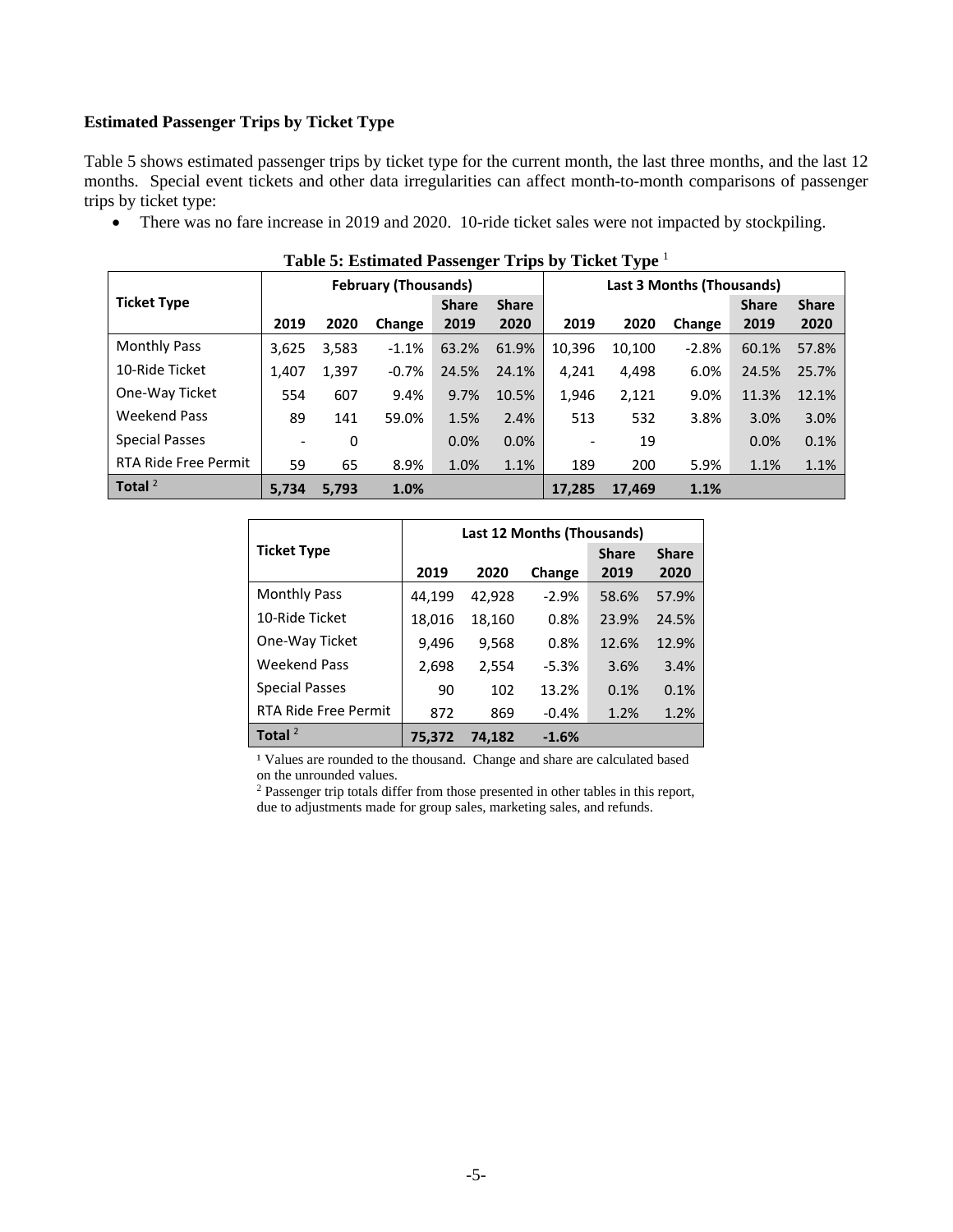**Estimated Passenger Trips by Ticket Type**

Table 5 shows estimated passenger trips by ticket type for the current month, the last three months, and the last 12 months. Special event tickets and other data irregularities can affect month-to-month comparisons of passenger trips by ticket type:

- There was no fare increase in 2019 and 2020. 10-ride ticket sales were not impacted by stockpiling.

**Table 5: Estimated Passenger Trips by Ticket Type** [1]

| Ticket Type | February (Thousands) | | | | | Last 3 Months (Thousands) | | | | |
|---|---|---|---|---|---|---|---|---|---|---|
| | 2019 | 2020 | Change | Share 2019 | Share 2020 | 2019 | 2020 | Change | Share 2019 | Share 2020 |
| Monthly Pass | 3,625 | 3,583 | -1.1% | 63.2% | 61.9% | 10,396 | 10,100 | -2.8% | 60.1% | 57.8% |
| 10-Ride Ticket | 1,407 | 1,397 | -0.7% | 24.5% | 24.1% | 4,241 | 4,498 | 6.0% | 24.5% | 25.7% |
| One-Way Ticket | 554 | 607 | 9.4% | 9.7% | 10.5% | 1,946 | 2,121 | 9.0% | 11.3% | 12.1% |
| Weekend Pass | 89 | 141 | 59.0% | 1.5% | 2.4% | 513 | 532 | 3.8% | 3.0% | 3.0% |
| Special Passes | - | 0 | | 0.0% | 0.0% | - | 19 | | 0.0% | 0.1% |
| RTA Ride Free Permit | 59 | 65 | 8.9% | 1.0% | 1.1% | 189 | 200 | 5.9% | 1.1% | 1.1% |
| **Total** [2] | **5,734** | **5,793** | **1.0%** | | | **17,285** | **17,469** | **1.1%** | | |

| Ticket Type | Last 12 Months (Thousands) | | | | |
|---|---|---|---|---|---|
| | 2019 | 2020 | Change | Share 2019 | Share 2020 |
| Monthly Pass | 44,199 | 42,928 | -2.9% | 58.6% | 57.9% |
| 10-Ride Ticket | 18,016 | 18,160 | 0.8% | 23.9% | 24.5% |
| One-Way Ticket | 9,496 | 9,568 | 0.8% | 12.6% | 12.9% |
| Weekend Pass | 2,698 | 2,554 | -5.3% | 3.6% | 3.4% |
| Special Passes | 90 | 102 | 13.2% | 0.1% | 0.1% |
| RTA Ride Free Permit | 872 | 869 | -0.4% | 1.2% | 1.2% |
| **Total** [2] | **75,372** | **74,182** | **-1.6%** | | |

[1] Values are rounded to the thousand. Change and share are calculated based on the unrounded values.

[2] Passenger trip totals differ from those presented in other tables in this report, due to adjustments made for group sales, marketing sales, and refunds.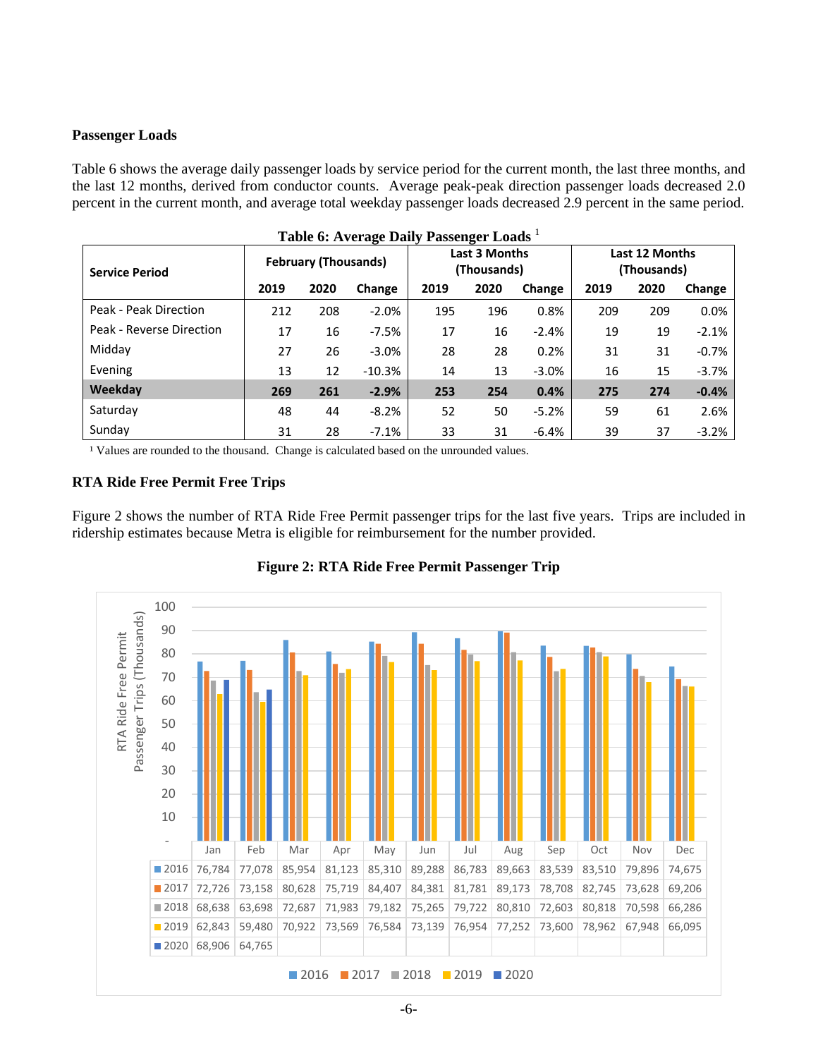## Passenger Loads

Table 6 shows the average daily passenger loads by service period for the current month, the last three months, and the last 12 months, derived from conductor counts. Average peak-peak direction passenger loads decreased 2.0 percent in the current month, and average total weekday passenger loads decreased 2.9 percent in the same period.

**Table 6: Average Daily Passenger Loads** [1]

| Service Period | February (Thousands) | | | Last 3 Months (Thousands) | | | Last 12 Months (Thousands) | | |
|---|---|---|---|---|---|---|---|---|---|
| | 2019 | 2020 | Change | 2019 | 2020 | Change | 2019 | 2020 | Change |
| Peak - Peak Direction | 212 | 208 | -2.0% | 195 | 196 | 0.8% | 209 | 209 | 0.0% |
| Peak - Reverse Direction | 17 | 16 | -7.5% | 17 | 16 | -2.4% | 19 | 19 | -2.1% |
| Midday | 27 | 26 | -3.0% | 28 | 28 | 0.2% | 31 | 31 | -0.7% |
| Evening | 13 | 12 | -10.3% | 14 | 13 | -3.0% | 16 | 15 | -3.7% |
| **Weekday** | **269** | **261** | **-2.9%** | **253** | **254** | **0.4%** | **275** | **274** | **-0.4%** |
| Saturday | 48 | 44 | -8.2% | 52 | 50 | -5.2% | 59 | 61 | 2.6% |
| Sunday | 31 | 28 | -7.1% | 33 | 31 | -6.4% | 39 | 37 | -3.2% |

[1] Values are rounded to the thousand. Change is calculated based on the unrounded values.

## RTA Ride Free Permit Free Trips

Figure 2 shows the number of RTA Ride Free Permit passenger trips for the last five years. Trips are included in ridership estimates because Metra is eligible for reimbursement for the number provided.

**Figure 2: RTA Ride Free Permit Passenger Trip**

RTA Ride Free Permit Passenger Trips (Thousands)

| | Jan | Feb | Mar | Apr | May | Jun | Jul | Aug | Sep | Oct | Nov | Dec |
|---|---|---|---|---|---|---|---|---|---|---|---|---|
| 2016 | 76,784 | 77,078 | 85,954 | 81,123 | 85,310 | 89,288 | 86,783 | 89,663 | 83,539 | 83,510 | 79,896 | 74,675 |
| 2017 | 72,726 | 73,158 | 80,628 | 75,719 | 84,407 | 84,381 | 81,781 | 89,173 | 78,708 | 82,745 | 73,628 | 69,206 |
| 2018 | 68,638 | 63,698 | 72,687 | 71,983 | 79,182 | 75,265 | 79,722 | 80,810 | 72,603 | 80,818 | 70,598 | 66,286 |
| 2019 | 62,843 | 59,480 | 70,922 | 73,569 | 76,584 | 73,139 | 76,954 | 77,252 | 73,600 | 78,962 | 67,948 | 66,095 |
| 2020 | 68,906 | 64,765 | | | | | | | | | | |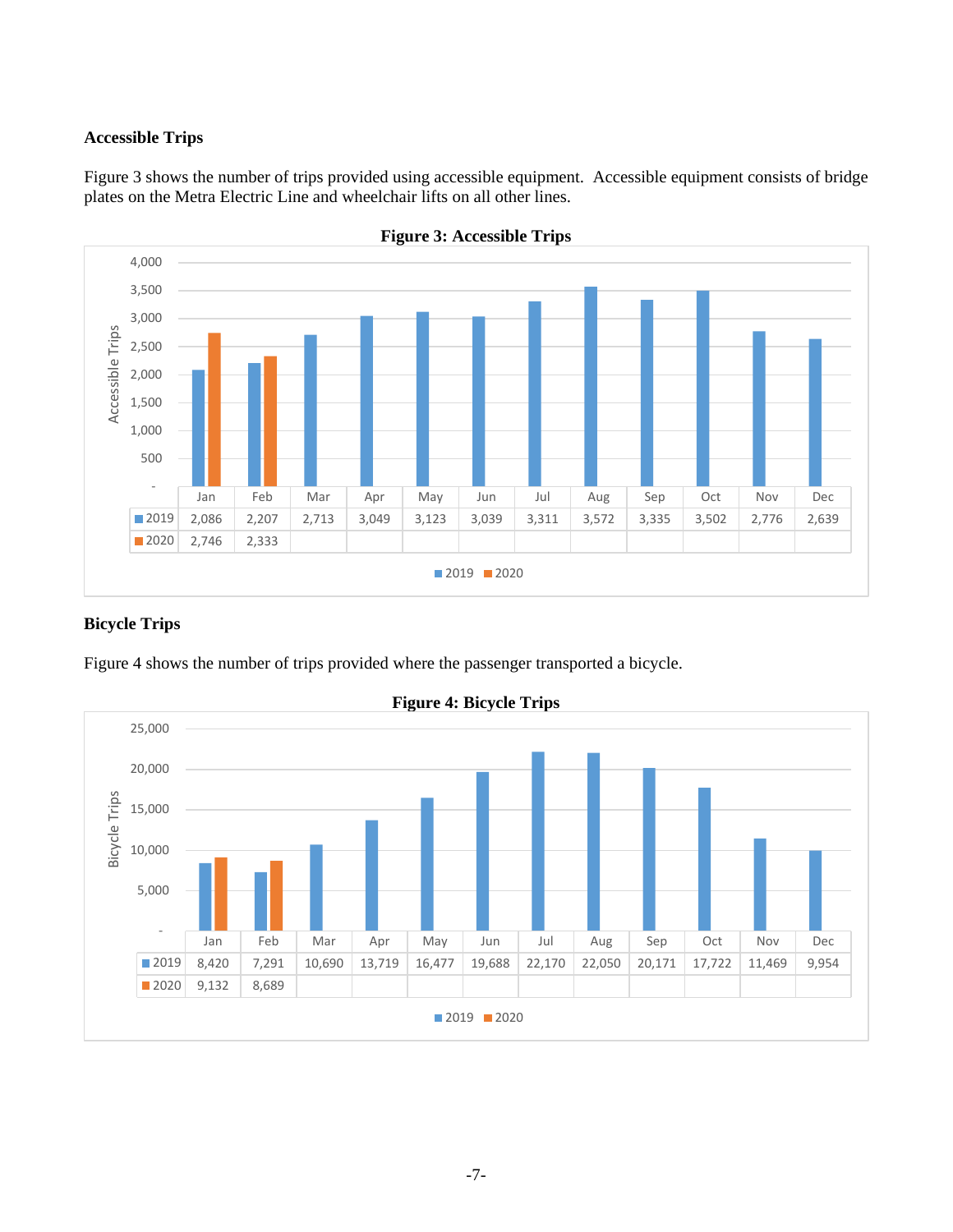### Accessible Trips

Figure 3 shows the number of trips provided using accessible equipment. Accessible equipment consists of bridge plates on the Metra Electric Line and wheelchair lifts on all other lines.

**Figure 3: Accessible Trips**

| | Jan | Feb | Mar | Apr | May | Jun | Jul | Aug | Sep | Oct | Nov | Dec |
|---|---|---|---|---|---|---|---|---|---|---|---|---|
| 2019 | 2,086 | 2,207 | 2,713 | 3,049 | 3,123 | 3,039 | 3,311 | 3,572 | 3,335 | 3,502 | 2,776 | 2,639 |
| 2020 | 2,746 | 2,333 | | | | | | | | | | |

### Bicycle Trips

Figure 4 shows the number of trips provided where the passenger transported a bicycle.

**Figure 4: Bicycle Trips**

| | Jan | Feb | Mar | Apr | May | Jun | Jul | Aug | Sep | Oct | Nov | Dec |
|---|---|---|---|---|---|---|---|---|---|---|---|---|
| 2019 | 8,420 | 7,291 | 10,690 | 13,719 | 16,477 | 19,688 | 22,170 | 22,050 | 20,171 | 17,722 | 11,469 | 9,954 |
| 2020 | 9,132 | 8,689 | | | | | | | | | | |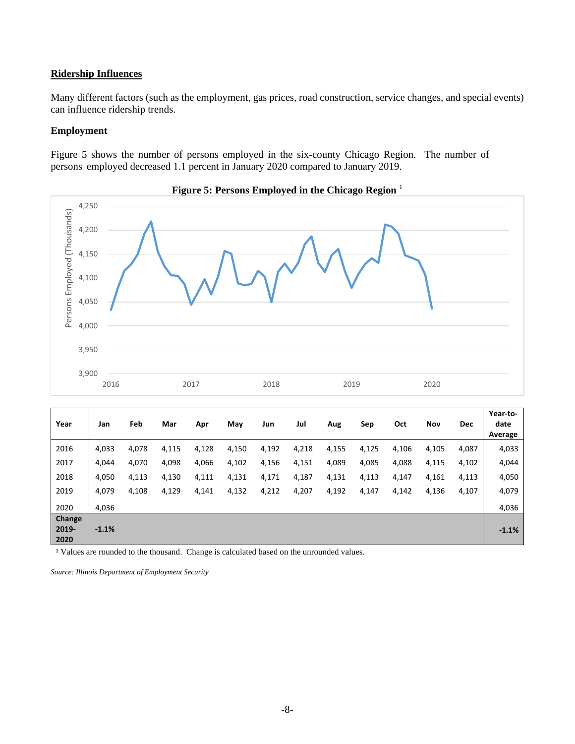## Ridership Influences

Many different factors (such as the employment, gas prices, road construction, service changes, and special events) can influence ridership trends.

### Employment

Figure 5 shows the number of persons employed in the six-county Chicago Region. The number of persons employed decreased 1.1 percent in January 2020 compared to January 2019.

**Figure 5: Persons Employed in the Chicago Region** [1]

| Year | Jan | Feb | Mar | Apr | May | Jun | Jul | Aug | Sep | Oct | Nov | Dec | Year-to-date Average |
|---|---|---|---|---|---|---|---|---|---|---|---|---|---|
| 2016 | 4,033 | 4,078 | 4,115 | 4,128 | 4,150 | 4,192 | 4,218 | 4,155 | 4,125 | 4,106 | 4,105 | 4,087 | 4,033 |
| 2017 | 4,044 | 4,070 | 4,098 | 4,066 | 4,102 | 4,156 | 4,151 | 4,089 | 4,085 | 4,088 | 4,115 | 4,102 | 4,044 |
| 2018 | 4,050 | 4,113 | 4,130 | 4,111 | 4,131 | 4,171 | 4,187 | 4,131 | 4,113 | 4,147 | 4,161 | 4,113 | 4,050 |
| 2019 | 4,079 | 4,108 | 4,129 | 4,141 | 4,132 | 4,212 | 4,207 | 4,192 | 4,147 | 4,142 | 4,136 | 4,107 | 4,079 |
| 2020 | 4,036 | | | | | | | | | | | | 4,036 |
| **Change 2019-2020** | **-1.1%** | | | | | | | | | | | | **-1.1%** |

[1] Values are rounded to the thousand. Change is calculated based on the unrounded values.

*Source: Illinois Department of Employment Security*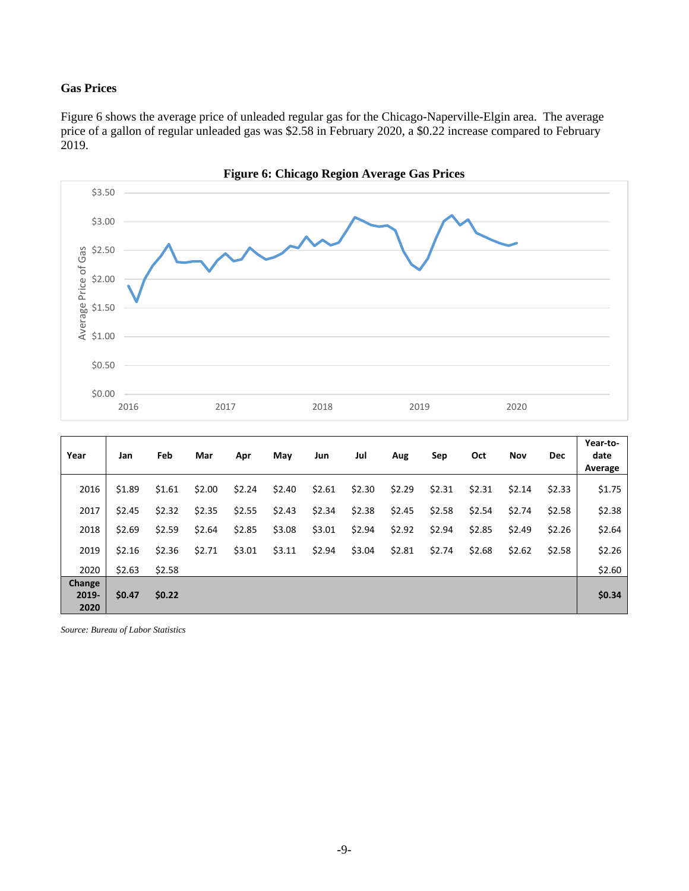### Gas Prices

Figure 6 shows the average price of unleaded regular gas for the Chicago-Naperville-Elgin area. The average price of a gallon of regular unleaded gas was $2.58 in February 2020, a $0.22 increase compared to February 2019.

**Figure 6: Chicago Region Average Gas Prices**

| Year | Jan | Feb | Mar | Apr | May | Jun | Jul | Aug | Sep | Oct | Nov | Dec | Year-to-date Average |
|---|---|---|---|---|---|---|---|---|---|---|---|---|---|
| 2016 | $1.89 | $1.61 | $2.00 | $2.24 | $2.40 | $2.61 | $2.30 | $2.29 | $2.31 | $2.31 | $2.14 | $2.33 | $1.75 |
| 2017 | $2.45 | $2.32 | $2.35 | $2.55 | $2.43 | $2.34 | $2.38 | $2.45 | $2.58 | $2.54 | $2.74 | $2.58 | $2.38 |
| 2018 | $2.69 | $2.59 | $2.64 | $2.85 | $3.08 | $3.01 | $2.94 | $2.92 | $2.94 | $2.85 | $2.49 | $2.26 | $2.64 |
| 2019 | $2.16 | $2.36 | $2.71 | $3.01 | $3.11 | $2.94 | $3.04 | $2.81 | $2.74 | $2.68 | $2.62 | $2.58 | $2.26 |
| 2020 | $2.63 | $2.58 | | | | | | | | | | | $2.60 |
| **Change 2019-2020** | **$0.47** | **$0.22** | | | | | | | | | | | **$0.34** |

*Source: Bureau of Labor Statistics*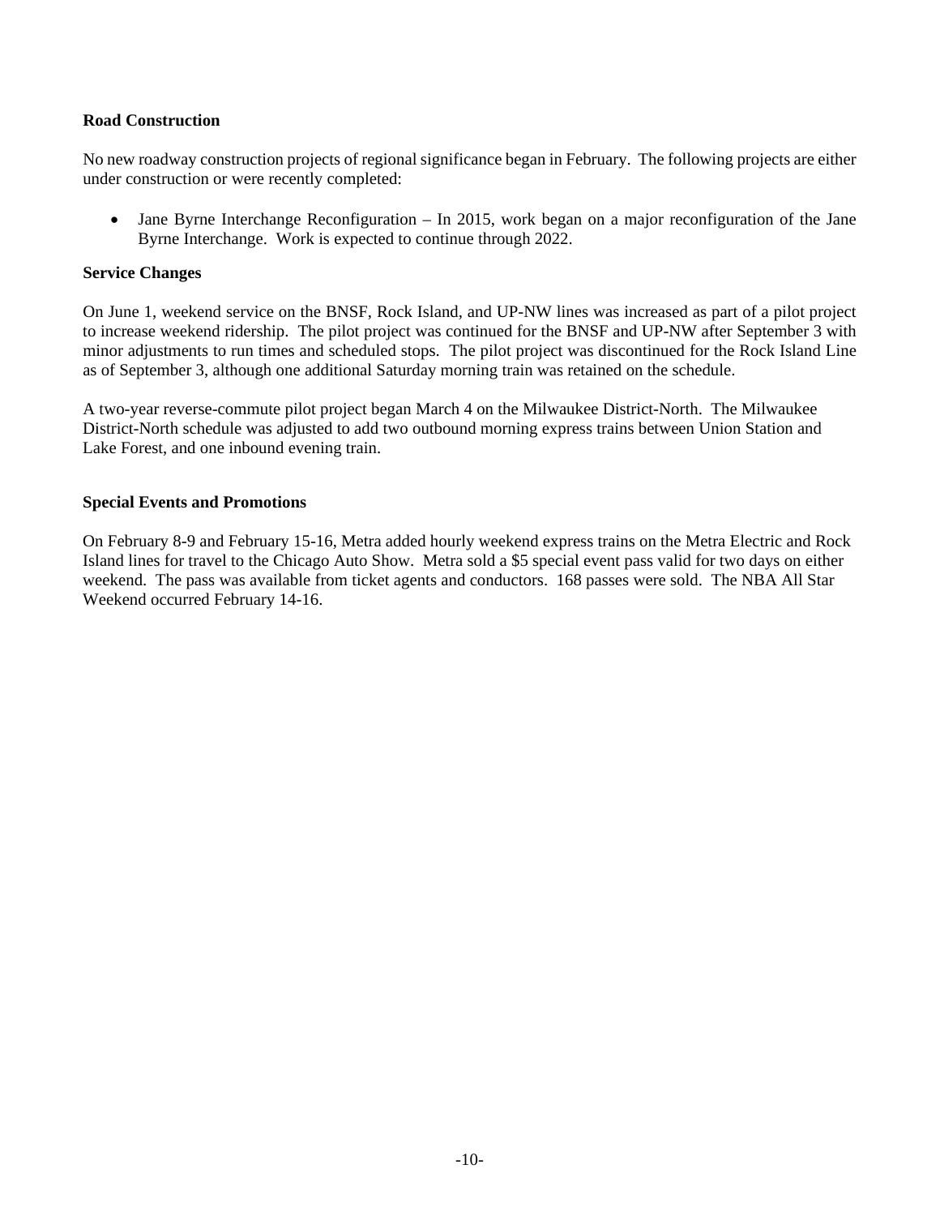**Road Construction**

No new roadway construction projects of regional significance began in February. The following projects are either under construction or were recently completed:

- Jane Byrne Interchange Reconfiguration – In 2015, work began on a major reconfiguration of the Jane Byrne Interchange. Work is expected to continue through 2022.

**Service Changes**

On June 1, weekend service on the BNSF, Rock Island, and UP-NW lines was increased as part of a pilot project to increase weekend ridership. The pilot project was continued for the BNSF and UP-NW after September 3 with minor adjustments to run times and scheduled stops. The pilot project was discontinued for the Rock Island Line as of September 3, although one additional Saturday morning train was retained on the schedule.

A two-year reverse-commute pilot project began March 4 on the Milwaukee District-North. The Milwaukee District-North schedule was adjusted to add two outbound morning express trains between Union Station and Lake Forest, and one inbound evening train.

**Special Events and Promotions**

On February 8-9 and February 15-16, Metra added hourly weekend express trains on the Metra Electric and Rock Island lines for travel to the Chicago Auto Show. Metra sold a $5 special event pass valid for two days on either weekend. The pass was available from ticket agents and conductors. 168 passes were sold. The NBA All Star Weekend occurred February 14-16.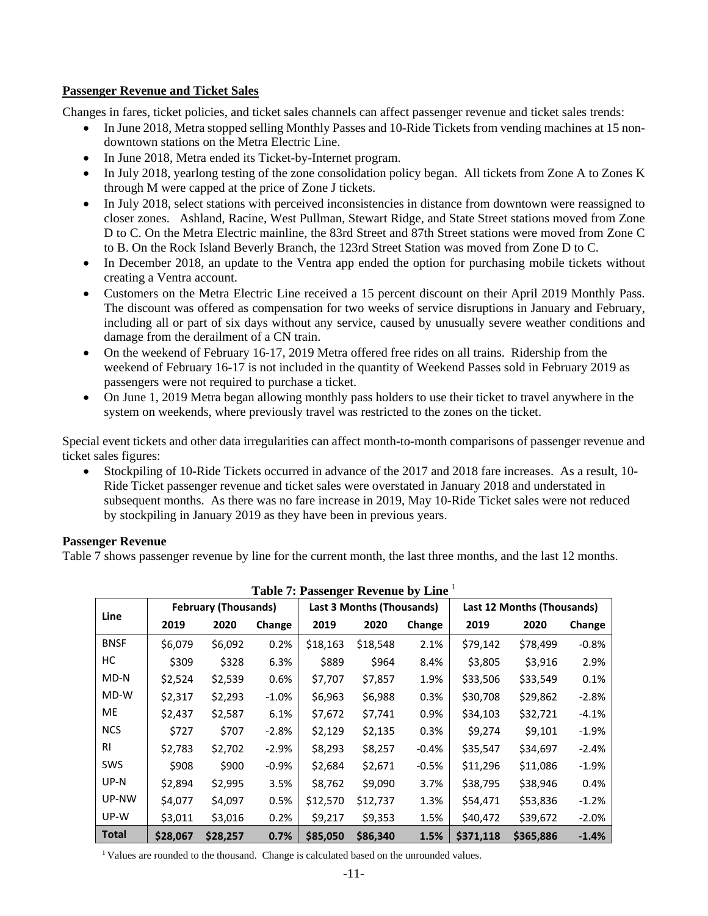## Passenger Revenue and Ticket Sales

Changes in fares, ticket policies, and ticket sales channels can affect passenger revenue and ticket sales trends:

- In June 2018, Metra stopped selling Monthly Passes and 10-Ride Tickets from vending machines at 15 non-downtown stations on the Metra Electric Line.
- In June 2018, Metra ended its Ticket-by-Internet program.
- In July 2018, yearlong testing of the zone consolidation policy began. All tickets from Zone A to Zones K through M were capped at the price of Zone J tickets.
- In July 2018, select stations with perceived inconsistencies in distance from downtown were reassigned to closer zones. Ashland, Racine, West Pullman, Stewart Ridge, and State Street stations moved from Zone D to C. On the Metra Electric mainline, the 83rd Street and 87th Street stations were moved from Zone C to B. On the Rock Island Beverly Branch, the 123rd Street Station was moved from Zone D to C.
- In December 2018, an update to the Ventra app ended the option for purchasing mobile tickets without creating a Ventra account.
- Customers on the Metra Electric Line received a 15 percent discount on their April 2019 Monthly Pass. The discount was offered as compensation for two weeks of service disruptions in January and February, including all or part of six days without any service, caused by unusually severe weather conditions and damage from the derailment of a CN train.
- On the weekend of February 16-17, 2019 Metra offered free rides on all trains. Ridership from the weekend of February 16-17 is not included in the quantity of Weekend Passes sold in February 2019 as passengers were not required to purchase a ticket.
- On June 1, 2019 Metra began allowing monthly pass holders to use their ticket to travel anywhere in the system on weekends, where previously travel was restricted to the zones on the ticket.

Special event tickets and other data irregularities can affect month-to-month comparisons of passenger revenue and ticket sales figures:

- Stockpiling of 10-Ride Tickets occurred in advance of the 2017 and 2018 fare increases. As a result, 10-Ride Ticket passenger revenue and ticket sales were overstated in January 2018 and understated in subsequent months. As there was no fare increase in 2019, May 10-Ride Ticket sales were not reduced by stockpiling in January 2019 as they have been in previous years.

### Passenger Revenue

Table 7 shows passenger revenue by line for the current month, the last three months, and the last 12 months.

**Table 7: Passenger Revenue by Line** [1]

| Line | February (Thousands) | | | Last 3 Months (Thousands) | | | Last 12 Months (Thousands) | | |
|---|---|---|---|---|---|---|---|---|---|
| | 2019 | 2020 | Change | 2019 | 2020 | Change | 2019 | 2020 | Change |
| BNSF | $6,079 | $6,092 | 0.2% | $18,163 | $18,548 | 2.1% | $79,142 | $78,499 | -0.8% |
| HC | $309 | $328 | 6.3% | $889 | $964 | 8.4% | $3,805 | $3,916 | 2.9% |
| MD-N | $2,524 | $2,539 | 0.6% | $7,707 | $7,857 | 1.9% | $33,506 | $33,549 | 0.1% |
| MD-W | $2,317 | $2,293 | -1.0% | $6,963 | $6,988 | 0.3% | $30,708 | $29,862 | -2.8% |
| ME | $2,437 | $2,587 | 6.1% | $7,672 | $7,741 | 0.9% | $34,103 | $32,721 | -4.1% |
| NCS | $727 | $707 | -2.8% | $2,129 | $2,135 | 0.3% | $9,274 | $9,101 | -1.9% |
| RI | $2,783 | $2,702 | -2.9% | $8,293 | $8,257 | -0.4% | $35,547 | $34,697 | -2.4% |
| SWS | $908 | $900 | -0.9% | $2,684 | $2,671 | -0.5% | $11,296 | $11,086 | -1.9% |
| UP-N | $2,894 | $2,995 | 3.5% | $8,762 | $9,090 | 3.7% | $38,795 | $38,946 | 0.4% |
| UP-NW | $4,077 | $4,097 | 0.5% | $12,570 | $12,737 | 1.3% | $54,471 | $53,836 | -1.2% |
| UP-W | $3,011 | $3,016 | 0.2% | $9,217 | $9,353 | 1.5% | $40,472 | $39,672 | -2.0% |
| **Total** | **$28,067** | **$28,257** | **0.7%** | **$85,050** | **$86,340** | **1.5%** | **$371,118** | **$365,886** | **-1.4%** |

[1] Values are rounded to the thousand. Change is calculated based on the unrounded values.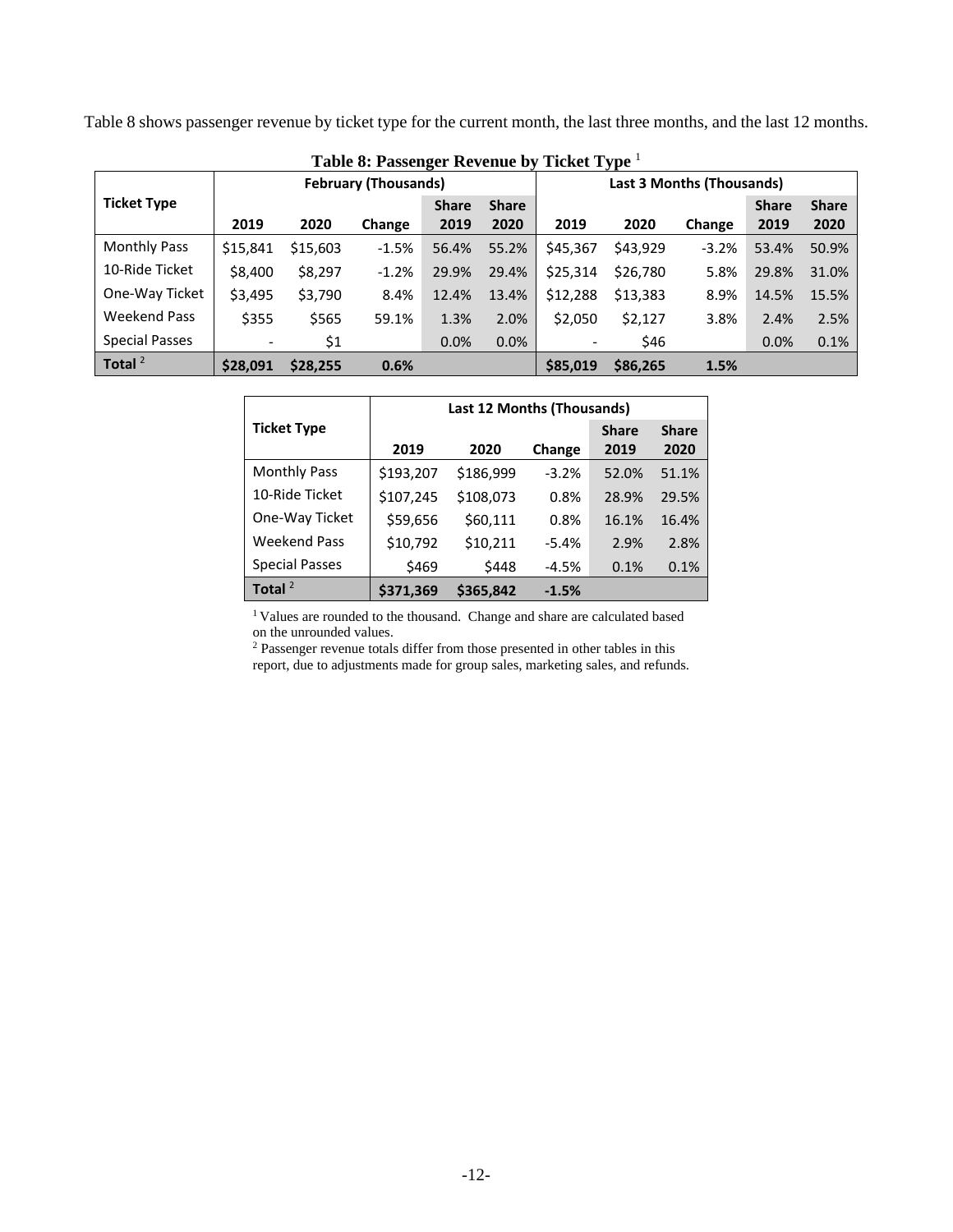Table 8 shows passenger revenue by ticket type for the current month, the last three months, and the last 12 months.

**Table 8: Passenger Revenue by Ticket Type** [1]

| Ticket Type | February (Thousands) | | | | | Last 3 Months (Thousands) | | | | |
|---|---|---|---|---|---|---|---|---|---|---|
| | 2019 | 2020 | Change | Share 2019 | Share 2020 | 2019 | 2020 | Change | Share 2019 | Share 2020 |
| Monthly Pass | $15,841 | $15,603 | -1.5% | 56.4% | 55.2% | $45,367 | $43,929 | -3.2% | 53.4% | 50.9% |
| 10-Ride Ticket | $8,400 | $8,297 | -1.2% | 29.9% | 29.4% | $25,314 | $26,780 | 5.8% | 29.8% | 31.0% |
| One-Way Ticket | $3,495 | $3,790 | 8.4% | 12.4% | 13.4% | $12,288 | $13,383 | 8.9% | 14.5% | 15.5% |
| Weekend Pass | $355 | $565 | 59.1% | 1.3% | 2.0% | $2,050 | $2,127 | 3.8% | 2.4% | 2.5% |
| Special Passes | - | $1 | | 0.0% | 0.0% | - | $46 | | 0.0% | 0.1% |
| **Total** [2] | **$28,091** | **$28,255** | **0.6%** | | | **$85,019** | **$86,265** | **1.5%** | | |

| Ticket Type | Last 12 Months (Thousands) | | | | |
|---|---|---|---|---|---|
| | 2019 | 2020 | Change | Share 2019 | Share 2020 |
| Monthly Pass | $193,207 | $186,999 | -3.2% | 52.0% | 51.1% |
| 10-Ride Ticket | $107,245 | $108,073 | 0.8% | 28.9% | 29.5% |
| One-Way Ticket | $59,656 | $60,111 | 0.8% | 16.1% | 16.4% |
| Weekend Pass | $10,792 | $10,211 | -5.4% | 2.9% | 2.8% |
| Special Passes | $469 | $448 | -4.5% | 0.1% | 0.1% |
| **Total** [2] | **$371,369** | **$365,842** | **-1.5%** | | |

[1] Values are rounded to the thousand. Change and share are calculated based on the unrounded values.

[2] Passenger revenue totals differ from those presented in other tables in this report, due to adjustments made for group sales, marketing sales, and refunds.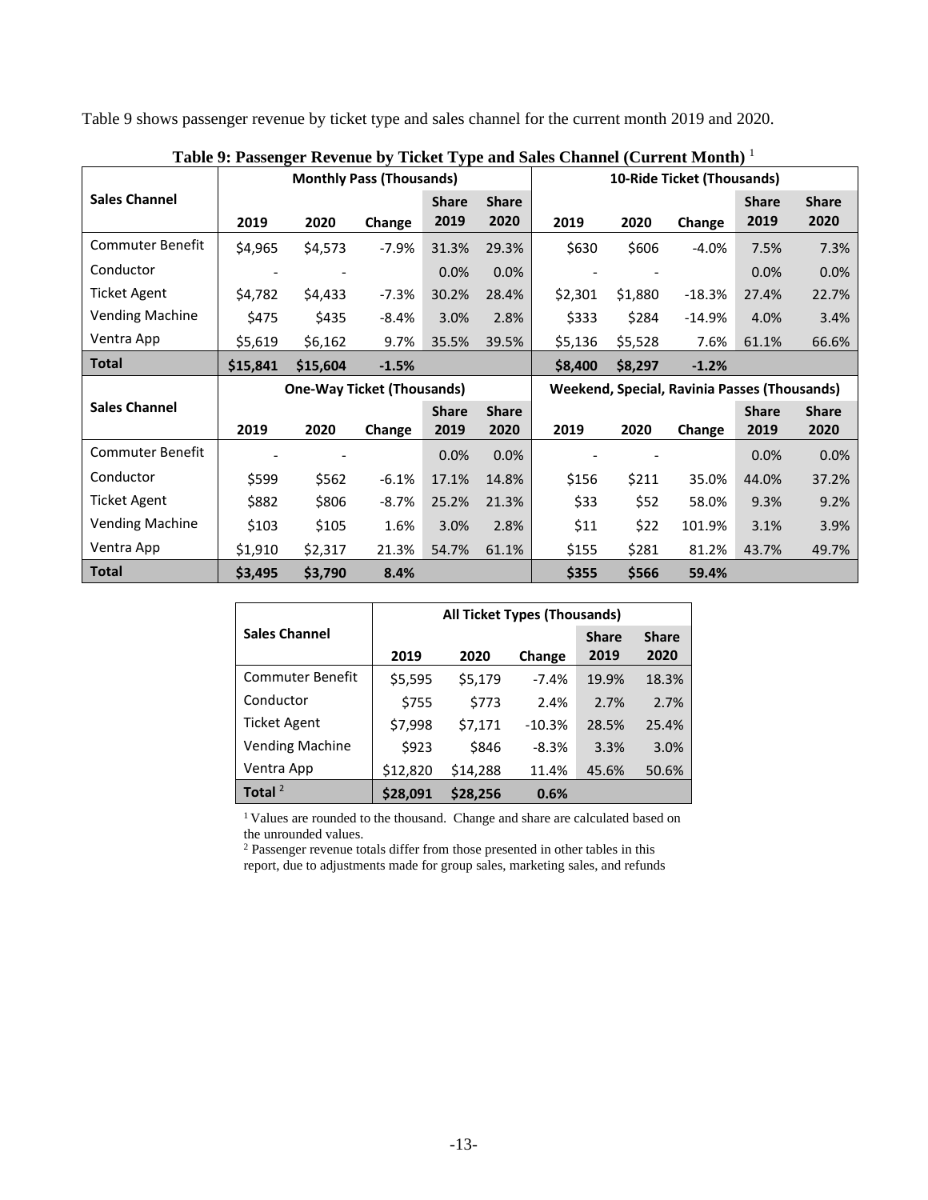Table 9 shows passenger revenue by ticket type and sales channel for the current month 2019 and 2020.

**Table 9: Passenger Revenue by Ticket Type and Sales Channel (Current Month)** [1]

| Sales Channel | Monthly Pass (Thousands) | | | | | 10-Ride Ticket (Thousands) | | | | |
|---|---|---|---|---|---|---|---|---|---|---|
| | 2019 | 2020 | Change | Share 2019 | Share 2020 | 2019 | 2020 | Change | Share 2019 | Share 2020 |
| Commuter Benefit | $4,965 | $4,573 | -7.9% | 31.3% | 29.3% | $630 | $606 | -4.0% | 7.5% | 7.3% |
| Conductor | - | - | | 0.0% | 0.0% | - | - | | 0.0% | 0.0% |
| Ticket Agent | $4,782 | $4,433 | -7.3% | 30.2% | 28.4% | $2,301 | $1,880 | -18.3% | 27.4% | 22.7% |
| Vending Machine | $475 | $435 | -8.4% | 3.0% | 2.8% | $333 | $284 | -14.9% | 4.0% | 3.4% |
| Ventra App | $5,619 | $6,162 | 9.7% | 35.5% | 39.5% | $5,136 | $5,528 | 7.6% | 61.1% | 66.6% |
| **Total** | **$15,841** | **$15,604** | **-1.5%** | | | **$8,400** | **$8,297** | **-1.2%** | | |

| Sales Channel | One-Way Ticket (Thousands) | | | | | Weekend, Special, Ravinia Passes (Thousands) | | | | |
|---|---|---|---|---|---|---|---|---|---|---|
| | 2019 | 2020 | Change | Share 2019 | Share 2020 | 2019 | 2020 | Change | Share 2019 | Share 2020 |
| Commuter Benefit | - | - | | 0.0% | 0.0% | - | - | | 0.0% | 0.0% |
| Conductor | $599 | $562 | -6.1% | 17.1% | 14.8% | $156 | $211 | 35.0% | 44.0% | 37.2% |
| Ticket Agent | $882 | $806 | -8.7% | 25.2% | 21.3% | $33 | $52 | 58.0% | 9.3% | 9.2% |
| Vending Machine | $103 | $105 | 1.6% | 3.0% | 2.8% | $11 | $22 | 101.9% | 3.1% | 3.9% |
| Ventra App | $1,910 | $2,317 | 21.3% | 54.7% | 61.1% | $155 | $281 | 81.2% | 43.7% | 49.7% |
| **Total** | **$3,495** | **$3,790** | **8.4%** | | | **$355** | **$566** | **59.4%** | | |

| Sales Channel | All Ticket Types (Thousands) | | | | |
|---|---|---|---|---|---|
| | 2019 | 2020 | Change | Share 2019 | Share 2020 |
| Commuter Benefit | $5,595 | $5,179 | -7.4% | 19.9% | 18.3% |
| Conductor | $755 | $773 | 2.4% | 2.7% | 2.7% |
| Ticket Agent | $7,998 | $7,171 | -10.3% | 28.5% | 25.4% |
| Vending Machine | $923 | $846 | -8.3% | 3.3% | 3.0% |
| Ventra App | $12,820 | $14,288 | 11.4% | 45.6% | 50.6% |
| **Total** [2] | **$28,091** | **$28,256** | **0.6%** | | |

[1] Values are rounded to the thousand. Change and share are calculated based on the unrounded values.

[2] Passenger revenue totals differ from those presented in other tables in this report, due to adjustments made for group sales, marketing sales, and refunds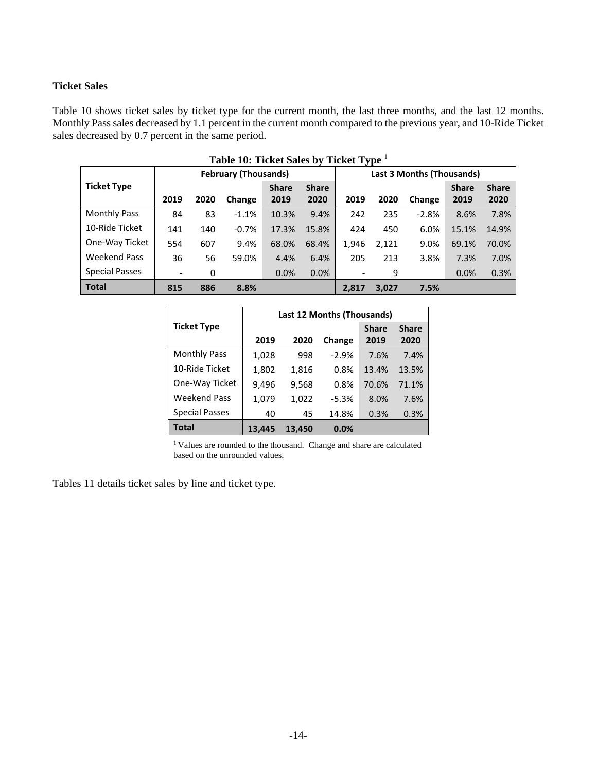### Ticket Sales

Table 10 shows ticket sales by ticket type for the current month, the last three months, and the last 12 months. Monthly Pass sales decreased by 1.1 percent in the current month compared to the previous year, and 10-Ride Ticket sales decreased by 0.7 percent in the same period.

**Table 10: Ticket Sales by Ticket Type** [1]

| Ticket Type | February (Thousands) | | | | | Last 3 Months (Thousands) | | | | |
|---|---|---|---|---|---|---|---|---|---|---|
| | 2019 | 2020 | Change | Share 2019 | Share 2020 | 2019 | 2020 | Change | Share 2019 | Share 2020 |
| Monthly Pass | 84 | 83 | -1.1% | 10.3% | 9.4% | 242 | 235 | -2.8% | 8.6% | 7.8% |
| 10-Ride Ticket | 141 | 140 | -0.7% | 17.3% | 15.8% | 424 | 450 | 6.0% | 15.1% | 14.9% |
| One-Way Ticket | 554 | 607 | 9.4% | 68.0% | 68.4% | 1,946 | 2,121 | 9.0% | 69.1% | 70.0% |
| Weekend Pass | 36 | 56 | 59.0% | 4.4% | 6.4% | 205 | 213 | 3.8% | 7.3% | 7.0% |
| Special Passes | - | 0 | | 0.0% | 0.0% | - | 9 | | 0.0% | 0.3% |
| **Total** | **815** | **886** | **8.8%** | | | **2,817** | **3,027** | **7.5%** | | |

| Ticket Type | Last 12 Months (Thousands) | | | | |
|---|---|---|---|---|---|
| | 2019 | 2020 | Change | Share 2019 | Share 2020 |
| Monthly Pass | 1,028 | 998 | -2.9% | 7.6% | 7.4% |
| 10-Ride Ticket | 1,802 | 1,816 | 0.8% | 13.4% | 13.5% |
| One-Way Ticket | 9,496 | 9,568 | 0.8% | 70.6% | 71.1% |
| Weekend Pass | 1,079 | 1,022 | -5.3% | 8.0% | 7.6% |
| Special Passes | 40 | 45 | 14.8% | 0.3% | 0.3% |
| **Total** | **13,445** | **13,450** | **0.0%** | | |

[1] Values are rounded to the thousand. Change and share are calculated based on the unrounded values.

Tables 11 details ticket sales by line and ticket type.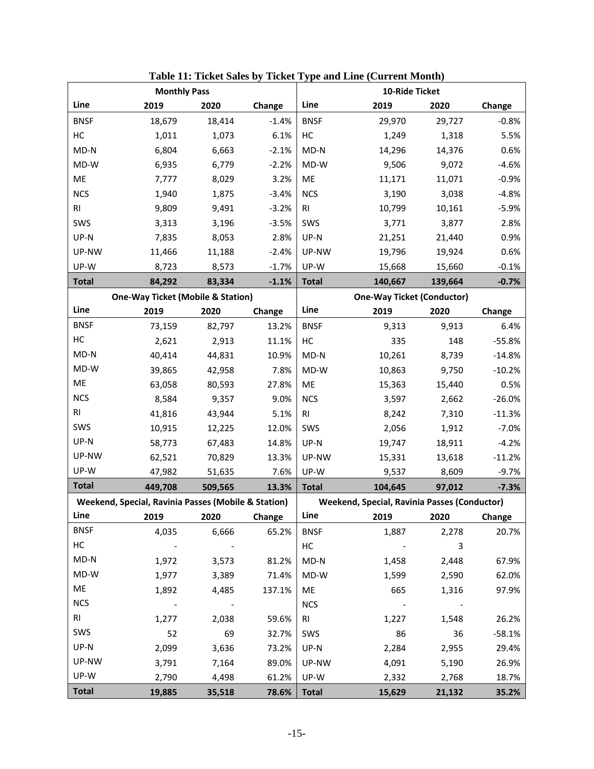**Table 11: Ticket Sales by Ticket Type and Line (Current Month)**

| Monthly Pass | | | | 10-Ride Ticket | | | |
|---|---|---|---|---|---|---|---|
| Line | 2019 | 2020 | Change | Line | 2019 | 2020 | Change |
| BNSF | 18,679 | 18,414 | -1.4% | BNSF | 29,970 | 29,727 | -0.8% |
| HC | 1,011 | 1,073 | 6.1% | HC | 1,249 | 1,318 | 5.5% |
| MD-N | 6,804 | 6,663 | -2.1% | MD-N | 14,296 | 14,376 | 0.6% |
| MD-W | 6,935 | 6,779 | -2.2% | MD-W | 9,506 | 9,072 | -4.6% |
| ME | 7,777 | 8,029 | 3.2% | ME | 11,171 | 11,071 | -0.9% |
| NCS | 1,940 | 1,875 | -3.4% | NCS | 3,190 | 3,038 | -4.8% |
| RI | 9,809 | 9,491 | -3.2% | RI | 10,799 | 10,161 | -5.9% |
| SWS | 3,313 | 3,196 | -3.5% | SWS | 3,771 | 3,877 | 2.8% |
| UP-N | 7,835 | 8,053 | 2.8% | UP-N | 21,251 | 21,440 | 0.9% |
| UP-NW | 11,466 | 11,188 | -2.4% | UP-NW | 19,796 | 19,924 | 0.6% |
| UP-W | 8,723 | 8,573 | -1.7% | UP-W | 15,668 | 15,660 | -0.1% |
| **Total** | **84,292** | **83,334** | **-1.1%** | **Total** | **140,667** | **139,664** | **-0.7%** |
| **One-Way Ticket (Mobile & Station)** | | | | **One-Way Ticket (Conductor)** | | | |
| Line | 2019 | 2020 | Change | Line | 2019 | 2020 | Change |
| BNSF | 73,159 | 82,797 | 13.2% | BNSF | 9,313 | 9,913 | 6.4% |
| HC | 2,621 | 2,913 | 11.1% | HC | 335 | 148 | -55.8% |
| MD-N | 40,414 | 44,831 | 10.9% | MD-N | 10,261 | 8,739 | -14.8% |
| MD-W | 39,865 | 42,958 | 7.8% | MD-W | 10,863 | 9,750 | -10.2% |
| ME | 63,058 | 80,593 | 27.8% | ME | 15,363 | 15,440 | 0.5% |
| NCS | 8,584 | 9,357 | 9.0% | NCS | 3,597 | 2,662 | -26.0% |
| RI | 41,816 | 43,944 | 5.1% | RI | 8,242 | 7,310 | -11.3% |
| SWS | 10,915 | 12,225 | 12.0% | SWS | 2,056 | 1,912 | -7.0% |
| UP-N | 58,773 | 67,483 | 14.8% | UP-N | 19,747 | 18,911 | -4.2% |
| UP-NW | 62,521 | 70,829 | 13.3% | UP-NW | 15,331 | 13,618 | -11.2% |
| UP-W | 47,982 | 51,635 | 7.6% | UP-W | 9,537 | 8,609 | -9.7% |
| **Total** | **449,708** | **509,565** | **13.3%** | **Total** | **104,645** | **97,012** | **-7.3%** |
| **Weekend, Special, Ravinia Passes (Mobile & Station)** | | | | **Weekend, Special, Ravinia Passes (Conductor)** | | | |
| Line | 2019 | 2020 | Change | Line | 2019 | 2020 | Change |
| BNSF | 4,035 | 6,666 | 65.2% | BNSF | 1,887 | 2,278 | 20.7% |
| HC | - | - | | HC | - | 3 | |
| MD-N | 1,972 | 3,573 | 81.2% | MD-N | 1,458 | 2,448 | 67.9% |
| MD-W | 1,977 | 3,389 | 71.4% | MD-W | 1,599 | 2,590 | 62.0% |
| ME | 1,892 | 4,485 | 137.1% | ME | 665 | 1,316 | 97.9% |
| NCS | - | - | | NCS | - | - | |
| RI | 1,277 | 2,038 | 59.6% | RI | 1,227 | 1,548 | 26.2% |
| SWS | 52 | 69 | 32.7% | SWS | 86 | 36 | -58.1% |
| UP-N | 2,099 | 3,636 | 73.2% | UP-N | 2,284 | 2,955 | 29.4% |
| UP-NW | 3,791 | 7,164 | 89.0% | UP-NW | 4,091 | 5,190 | 26.9% |
| UP-W | 2,790 | 4,498 | 61.2% | UP-W | 2,332 | 2,768 | 18.7% |
| **Total** | **19,885** | **35,518** | **78.6%** | **Total** | **15,629** | **21,132** | **35.2%** |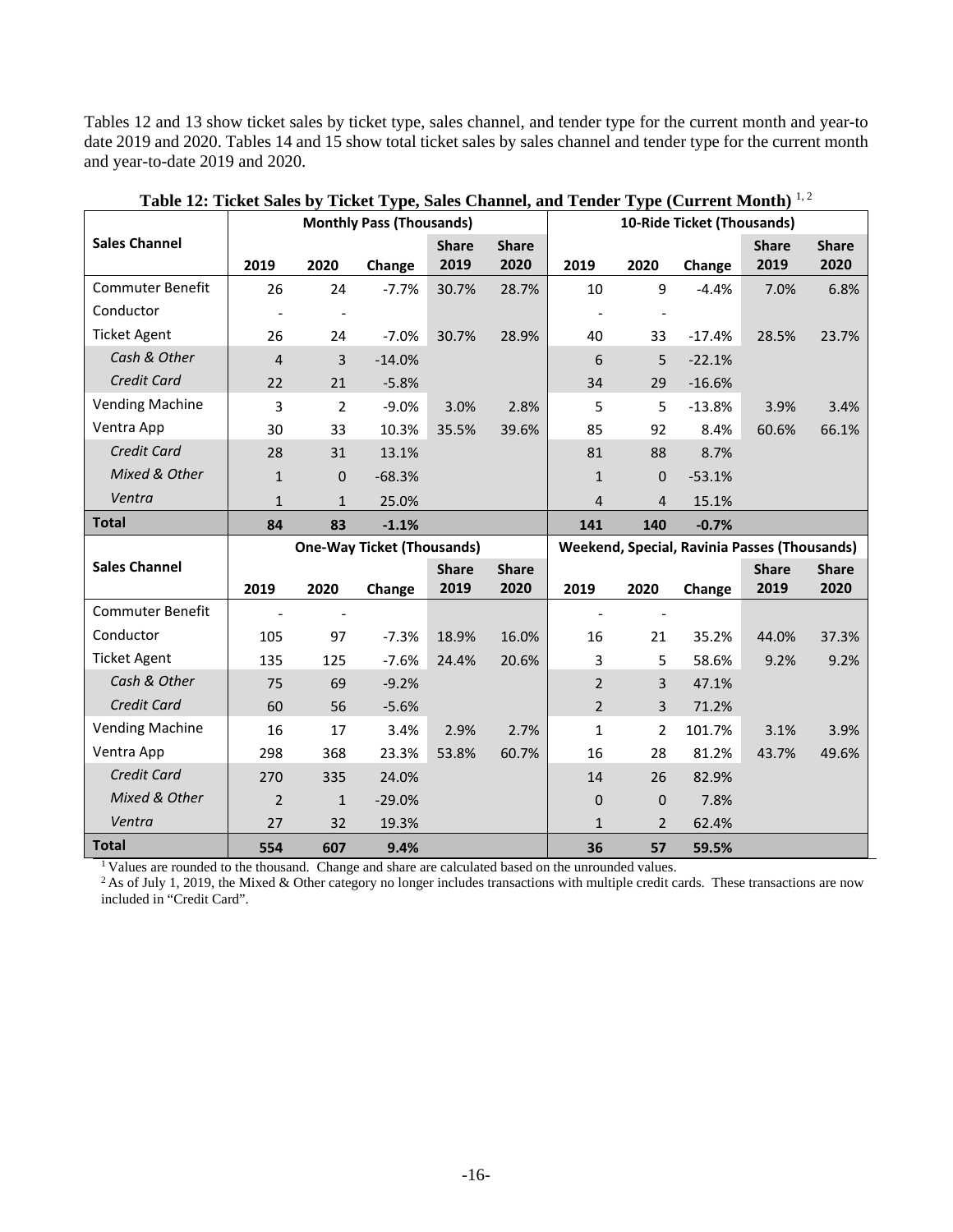Tables 12 and 13 show ticket sales by ticket type, sales channel, and tender type for the current month and year-to date 2019 and 2020. Tables 14 and 15 show total ticket sales by sales channel and tender type for the current month and year-to-date 2019 and 2020.

**Table 12: Ticket Sales by Ticket Type, Sales Channel, and Tender Type (Current Month)** [1, 2]

| Sales Channel | Monthly Pass (Thousands) | | | | | 10-Ride Ticket (Thousands) | | | | |
|---|---|---|---|---|---|---|---|---|---|---|
| | 2019 | 2020 | Change | Share 2019 | Share 2020 | 2019 | 2020 | Change | Share 2019 | Share 2020 |
| Commuter Benefit | 26 | 24 | -7.7% | 30.7% | 28.7% | 10 | 9 | -4.4% | 7.0% | 6.8% |
| Conductor | - | - | | | | - | - | | | |
| Ticket Agent | 26 | 24 | -7.0% | 30.7% | 28.9% | 40 | 33 | -17.4% | 28.5% | 23.7% |
| *Cash & Other* | 4 | 3 | -14.0% | | | 6 | 5 | -22.1% | | |
| *Credit Card* | 22 | 21 | -5.8% | | | 34 | 29 | -16.6% | | |
| Vending Machine | 3 | 2 | -9.0% | 3.0% | 2.8% | 5 | 5 | -13.8% | 3.9% | 3.4% |
| Ventra App | 30 | 33 | 10.3% | 35.5% | 39.6% | 85 | 92 | 8.4% | 60.6% | 66.1% |
| *Credit Card* | 28 | 31 | 13.1% | | | 81 | 88 | 8.7% | | |
| *Mixed & Other* | 1 | 0 | -68.3% | | | 1 | 0 | -53.1% | | |
| *Ventra* | 1 | 1 | 25.0% | | | 4 | 4 | 15.1% | | |
| **Total** | **84** | **83** | **-1.1%** | | | **141** | **140** | **-0.7%** | | |

| Sales Channel | One-Way Ticket (Thousands) | | | | | Weekend, Special, Ravinia Passes (Thousands) | | | | |
|---|---|---|---|---|---|---|---|---|---|---|
| | 2019 | 2020 | Change | Share 2019 | Share 2020 | 2019 | 2020 | Change | Share 2019 | Share 2020 |
| Commuter Benefit | - | - | | | | - | - | | | |
| Conductor | 105 | 97 | -7.3% | 18.9% | 16.0% | 16 | 21 | 35.2% | 44.0% | 37.3% |
| Ticket Agent | 135 | 125 | -7.6% | 24.4% | 20.6% | 3 | 5 | 58.6% | 9.2% | 9.2% |
| *Cash & Other* | 75 | 69 | -9.2% | | | 2 | 3 | 47.1% | | |
| *Credit Card* | 60 | 56 | -5.6% | | | 2 | 3 | 71.2% | | |
| Vending Machine | 16 | 17 | 3.4% | 2.9% | 2.7% | 1 | 2 | 101.7% | 3.1% | 3.9% |
| Ventra App | 298 | 368 | 23.3% | 53.8% | 60.7% | 16 | 28 | 81.2% | 43.7% | 49.6% |
| *Credit Card* | 270 | 335 | 24.0% | | | 14 | 26 | 82.9% | | |
| *Mixed & Other* | 2 | 1 | -29.0% | | | 0 | 0 | 7.8% | | |
| *Ventra* | 27 | 32 | 19.3% | | | 1 | 2 | 62.4% | | |
| **Total** | **554** | **607** | **9.4%** | | | **36** | **57** | **59.5%** | | |

[1] Values are rounded to the thousand. Change and share are calculated based on the unrounded values.

[2] As of July 1, 2019, the Mixed & Other category no longer includes transactions with multiple credit cards. These transactions are now included in "Credit Card".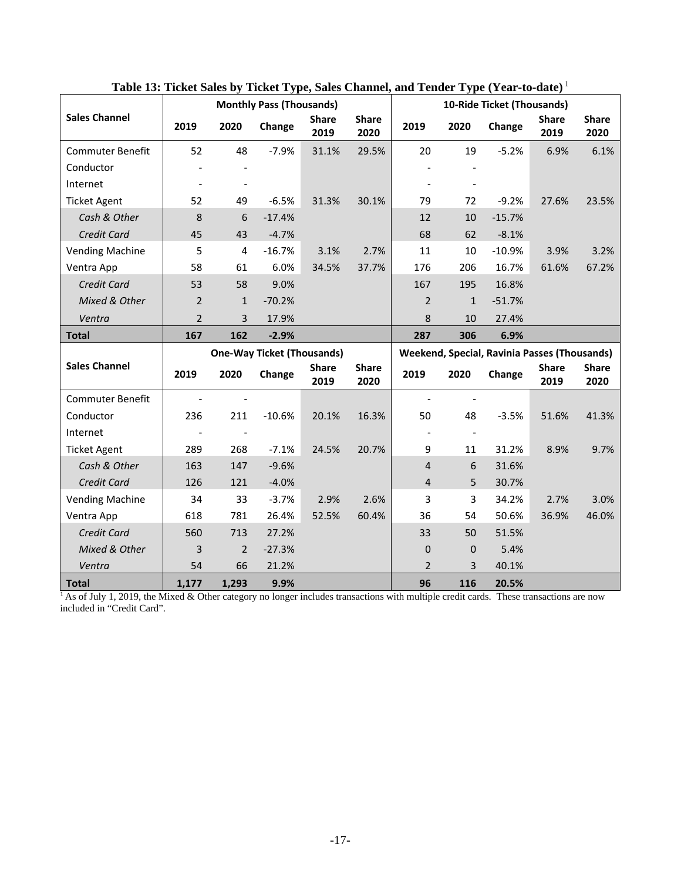**Table 13: Ticket Sales by Ticket Type, Sales Channel, and Tender Type (Year-to-date)** [1]

| Sales Channel | Monthly Pass (Thousands) | | | | | 10-Ride Ticket (Thousands) | | | | |
|---|---|---|---|---|---|---|---|---|---|---|
| | 2019 | 2020 | Change | Share 2019 | Share 2020 | 2019 | 2020 | Change | Share 2019 | Share 2020 |
| Commuter Benefit | 52 | 48 | -7.9% | 31.1% | 29.5% | 20 | 19 | -5.2% | 6.9% | 6.1% |
| Conductor | - | - | | | | - | - | | | |
| Internet | - | - | | | | - | - | | | |
| Ticket Agent | 52 | 49 | -6.5% | 31.3% | 30.1% | 79 | 72 | -9.2% | 27.6% | 23.5% |
| *Cash & Other* | 8 | 6 | -17.4% | | | 12 | 10 | -15.7% | | |
| *Credit Card* | 45 | 43 | -4.7% | | | 68 | 62 | -8.1% | | |
| Vending Machine | 5 | 4 | -16.7% | 3.1% | 2.7% | 11 | 10 | -10.9% | 3.9% | 3.2% |
| Ventra App | 58 | 61 | 6.0% | 34.5% | 37.7% | 176 | 206 | 16.7% | 61.6% | 67.2% |
| *Credit Card* | 53 | 58 | 9.0% | | | 167 | 195 | 16.8% | | |
| *Mixed & Other* | 2 | 1 | -70.2% | | | 2 | 1 | -51.7% | | |
| *Ventra* | 2 | 3 | 17.9% | | | 8 | 10 | 27.4% | | |
| **Total** | **167** | **162** | **-2.9%** | | | **287** | **306** | **6.9%** | | |

| Sales Channel | One-Way Ticket (Thousands) | | | | | Weekend, Special, Ravinia Passes (Thousands) | | | | |
|---|---|---|---|---|---|---|---|---|---|---|
| | 2019 | 2020 | Change | Share 2019 | Share 2020 | 2019 | 2020 | Change | Share 2019 | Share 2020 |
| Commuter Benefit | - | - | | | | - | - | | | |
| Conductor | 236 | 211 | -10.6% | 20.1% | 16.3% | 50 | 48 | -3.5% | 51.6% | 41.3% |
| Internet | - | - | | | | - | - | | | |
| Ticket Agent | 289 | 268 | -7.1% | 24.5% | 20.7% | 9 | 11 | 31.2% | 8.9% | 9.7% |
| *Cash & Other* | 163 | 147 | -9.6% | | | 4 | 6 | 31.6% | | |
| *Credit Card* | 126 | 121 | -4.0% | | | 4 | 5 | 30.7% | | |
| Vending Machine | 34 | 33 | -3.7% | 2.9% | 2.6% | 3 | 3 | 34.2% | 2.7% | 3.0% |
| Ventra App | 618 | 781 | 26.4% | 52.5% | 60.4% | 36 | 54 | 50.6% | 36.9% | 46.0% |
| *Credit Card* | 560 | 713 | 27.2% | | | 33 | 50 | 51.5% | | |
| *Mixed & Other* | 3 | 2 | -27.3% | | | 0 | 0 | 5.4% | | |
| *Ventra* | 54 | 66 | 21.2% | | | 2 | 3 | 40.1% | | |
| **Total** | **1,177** | **1,293** | **9.9%** | | | **96** | **116** | **20.5%** | | |

[1] As of July 1, 2019, the Mixed & Other category no longer includes transactions with multiple credit cards. These transactions are now included in "Credit Card".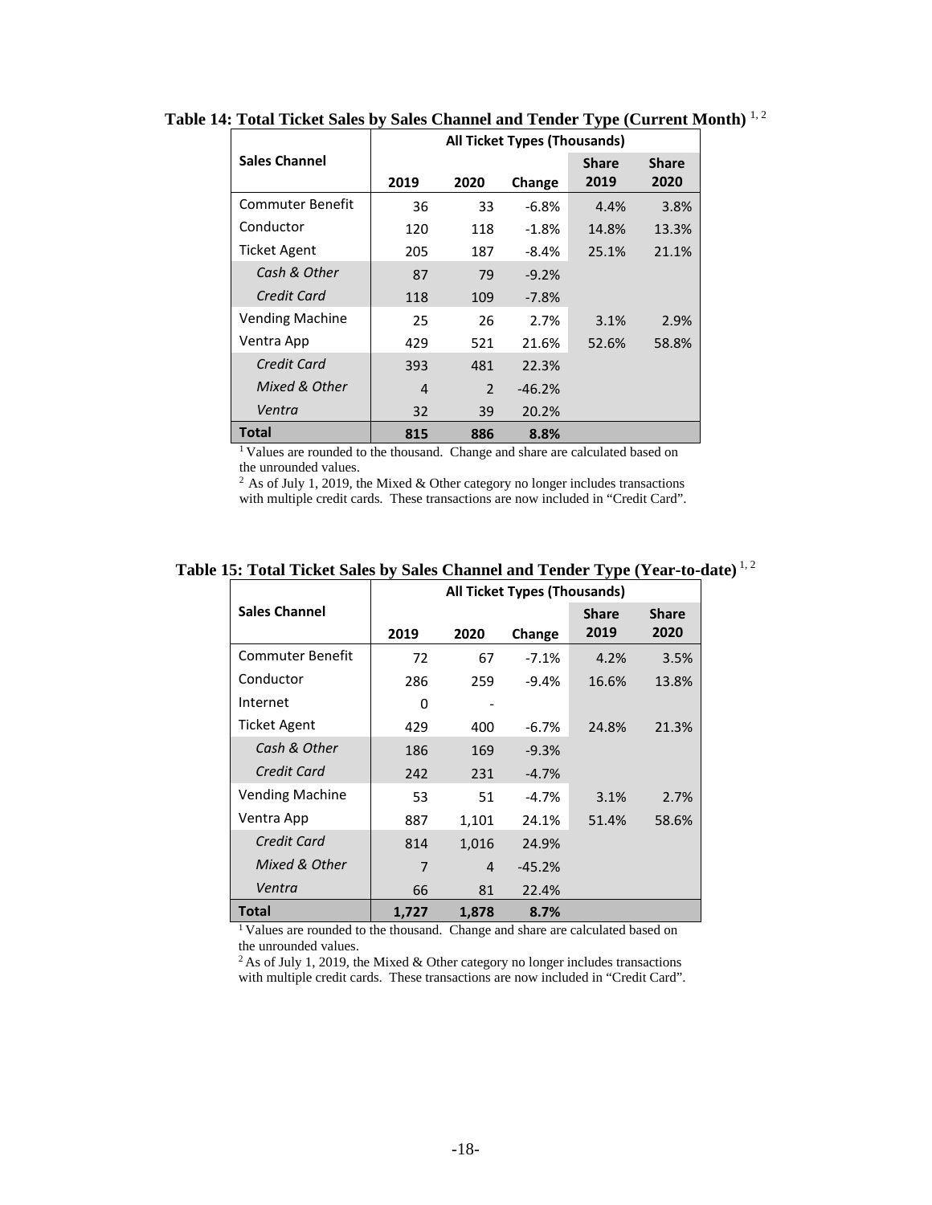**Table 14: Total Ticket Sales by Sales Channel and Tender Type (Current Month)** [1, 2]

| Sales Channel | All Ticket Types (Thousands) | | | | |
|---|---|---|---|---|---|
| | 2019 | 2020 | Change | Share 2019 | Share 2020 |
| Commuter Benefit | 36 | 33 | -6.8% | 4.4% | 3.8% |
| Conductor | 120 | 118 | -1.8% | 14.8% | 13.3% |
| Ticket Agent | 205 | 187 | -8.4% | 25.1% | 21.1% |
| *Cash & Other* | 87 | 79 | -9.2% | | |
| *Credit Card* | 118 | 109 | -7.8% | | |
| Vending Machine | 25 | 26 | 2.7% | 3.1% | 2.9% |
| Ventra App | 429 | 521 | 21.6% | 52.6% | 58.8% |
| *Credit Card* | 393 | 481 | 22.3% | | |
| *Mixed & Other* | 4 | 2 | -46.2% | | |
| *Ventra* | 32 | 39 | 20.2% | | |
| **Total** | **815** | **886** | **8.8%** | | |

[1] Values are rounded to the thousand. Change and share are calculated based on the unrounded values.
[2] As of July 1, 2019, the Mixed & Other category no longer includes transactions with multiple credit cards. These transactions are now included in "Credit Card".

**Table 15: Total Ticket Sales by Sales Channel and Tender Type (Year-to-date)** [1, 2]

| Sales Channel | All Ticket Types (Thousands) | | | | |
|---|---|---|---|---|---|
| | 2019 | 2020 | Change | Share 2019 | Share 2020 |
| Commuter Benefit | 72 | 67 | -7.1% | 4.2% | 3.5% |
| Conductor | 286 | 259 | -9.4% | 16.6% | 13.8% |
| Internet | 0 | - | | | |
| Ticket Agent | 429 | 400 | -6.7% | 24.8% | 21.3% |
| *Cash & Other* | 186 | 169 | -9.3% | | |
| *Credit Card* | 242 | 231 | -4.7% | | |
| Vending Machine | 53 | 51 | -4.7% | 3.1% | 2.7% |
| Ventra App | 887 | 1,101 | 24.1% | 51.4% | 58.6% |
| *Credit Card* | 814 | 1,016 | 24.9% | | |
| *Mixed & Other* | 7 | 4 | -45.2% | | |
| *Ventra* | 66 | 81 | 22.4% | | |
| **Total** | **1,727** | **1,878** | **8.7%** | | |

[1] Values are rounded to the thousand. Change and share are calculated based on the unrounded values.
[2] As of July 1, 2019, the Mixed & Other category no longer includes transactions with multiple credit cards. These transactions are now included in "Credit Card".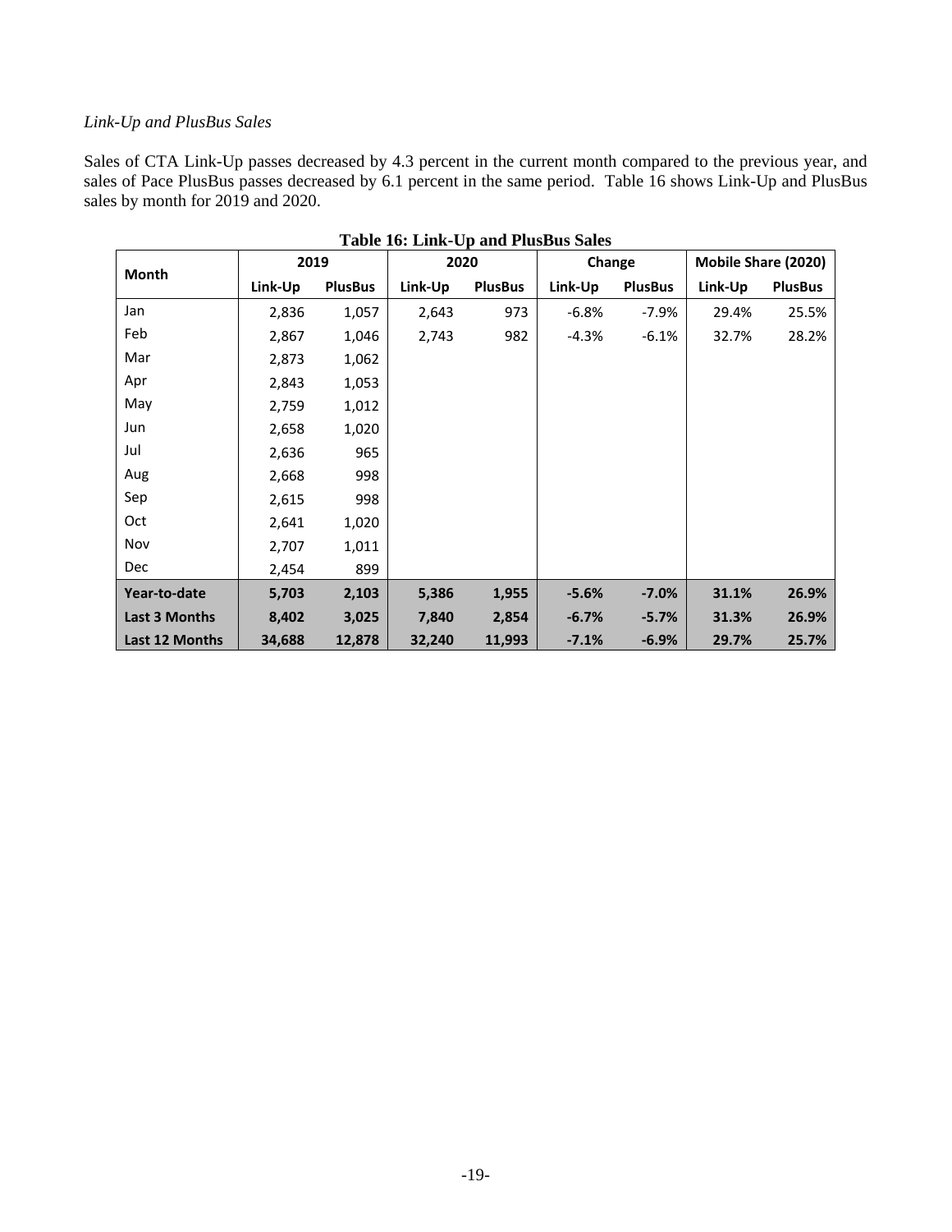*Link-Up and PlusBus Sales*

Sales of CTA Link-Up passes decreased by 4.3 percent in the current month compared to the previous year, and sales of Pace PlusBus passes decreased by 6.1 percent in the same period. Table 16 shows Link-Up and PlusBus sales by month for 2019 and 2020.

**Table 16: Link-Up and PlusBus Sales**

| Month | 2019 | | 2020 | | Change | | Mobile Share (2020) | |
|---|---|---|---|---|---|---|---|---|
| | Link-Up | PlusBus | Link-Up | PlusBus | Link-Up | PlusBus | Link-Up | PlusBus |
| Jan | 2,836 | 1,057 | 2,643 | 973 | -6.8% | -7.9% | 29.4% | 25.5% |
| Feb | 2,867 | 1,046 | 2,743 | 982 | -4.3% | -6.1% | 32.7% | 28.2% |
| Mar | 2,873 | 1,062 | | | | | | |
| Apr | 2,843 | 1,053 | | | | | | |
| May | 2,759 | 1,012 | | | | | | |
| Jun | 2,658 | 1,020 | | | | | | |
| Jul | 2,636 | 965 | | | | | | |
| Aug | 2,668 | 998 | | | | | | |
| Sep | 2,615 | 998 | | | | | | |
| Oct | 2,641 | 1,020 | | | | | | |
| Nov | 2,707 | 1,011 | | | | | | |
| Dec | 2,454 | 899 | | | | | | |
| **Year-to-date** | **5,703** | **2,103** | **5,386** | **1,955** | **-5.6%** | **-7.0%** | **31.1%** | **26.9%** |
| **Last 3 Months** | **8,402** | **3,025** | **7,840** | **2,854** | **-6.7%** | **-5.7%** | **31.3%** | **26.9%** |
| **Last 12 Months** | **34,688** | **12,878** | **32,240** | **11,993** | **-7.1%** | **-6.9%** | **29.7%** | **25.7%** |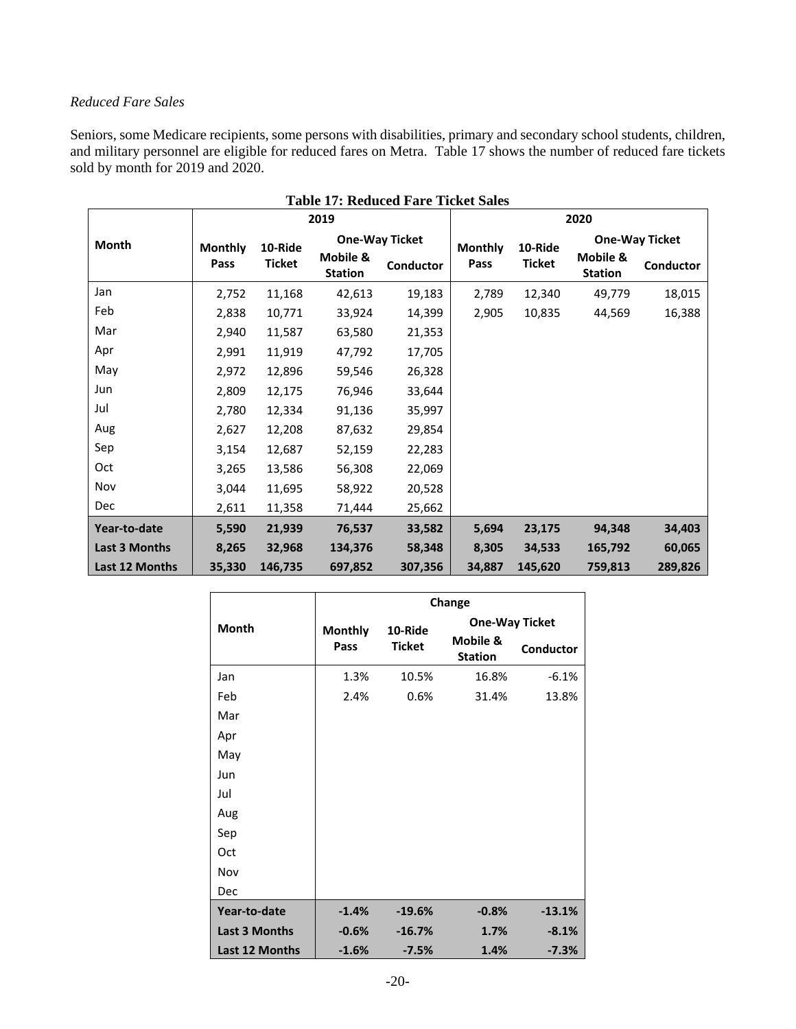*Reduced Fare Sales*

Seniors, some Medicare recipients, some persons with disabilities, primary and secondary school students, children, and military personnel are eligible for reduced fares on Metra. Table 17 shows the number of reduced fare tickets sold by month for 2019 and 2020.

**Table 17: Reduced Fare Ticket Sales**

| Month | 2019 | | | | 2020 | | | |
|---|---|---|---|---|---|---|---|---|
| | Monthly Pass | 10-Ride Ticket | One-Way Ticket | | Monthly Pass | 10-Ride Ticket | One-Way Ticket | |
| | | | Mobile & Station | Conductor | | | Mobile & Station | Conductor |
| Jan | 2,752 | 11,168 | 42,613 | 19,183 | 2,789 | 12,340 | 49,779 | 18,015 |
| Feb | 2,838 | 10,771 | 33,924 | 14,399 | 2,905 | 10,835 | 44,569 | 16,388 |
| Mar | 2,940 | 11,587 | 63,580 | 21,353 | | | | |
| Apr | 2,991 | 11,919 | 47,792 | 17,705 | | | | |
| May | 2,972 | 12,896 | 59,546 | 26,328 | | | | |
| Jun | 2,809 | 12,175 | 76,946 | 33,644 | | | | |
| Jul | 2,780 | 12,334 | 91,136 | 35,997 | | | | |
| Aug | 2,627 | 12,208 | 87,632 | 29,854 | | | | |
| Sep | 3,154 | 12,687 | 52,159 | 22,283 | | | | |
| Oct | 3,265 | 13,586 | 56,308 | 22,069 | | | | |
| Nov | 3,044 | 11,695 | 58,922 | 20,528 | | | | |
| Dec | 2,611 | 11,358 | 71,444 | 25,662 | | | | |
| **Year-to-date** | **5,590** | **21,939** | **76,537** | **33,582** | **5,694** | **23,175** | **94,348** | **34,403** |
| **Last 3 Months** | **8,265** | **32,968** | **134,376** | **58,348** | **8,305** | **34,533** | **165,792** | **60,065** |
| **Last 12 Months** | **35,330** | **146,735** | **697,852** | **307,356** | **34,887** | **145,620** | **759,813** | **289,826** |

| Month | Change | | | |
|---|---|---|---|---|
| | Monthly Pass | 10-Ride Ticket | One-Way Ticket | |
| | | | Mobile & Station | Conductor |
| Jan | 1.3% | 10.5% | 16.8% | -6.1% |
| Feb | 2.4% | 0.6% | 31.4% | 13.8% |
| Mar | | | | |
| Apr | | | | |
| May | | | | |
| Jun | | | | |
| Jul | | | | |
| Aug | | | | |
| Sep | | | | |
| Oct | | | | |
| Nov | | | | |
| Dec | | | | |
| **Year-to-date** | **-1.4%** | **-19.6%** | **-0.8%** | **-13.1%** |
| **Last 3 Months** | **-0.6%** | **-16.7%** | **1.7%** | **-8.1%** |
| **Last 12 Months** | **-1.6%** | **-7.5%** | **1.4%** | **-7.3%** |